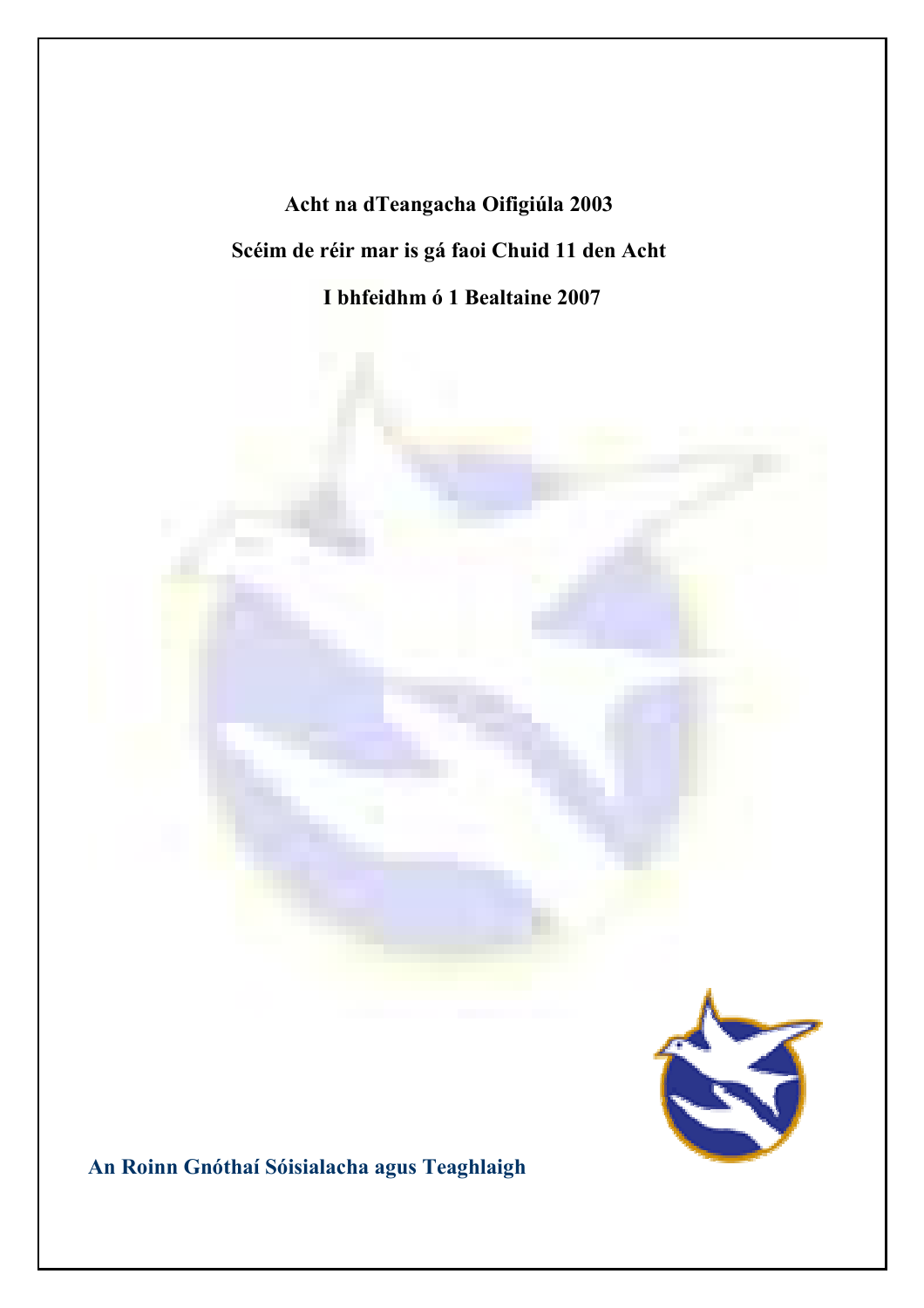# Acht na dTeangacha Oifigiúla 2003

## Scéim de réir mar is gá faoi Chuid 11 den Acht

## I bhfeidhm ó 1 Bealtaine 2007

**An Roinn Gnóthaí Sóisialacha agus Teaghlaigh**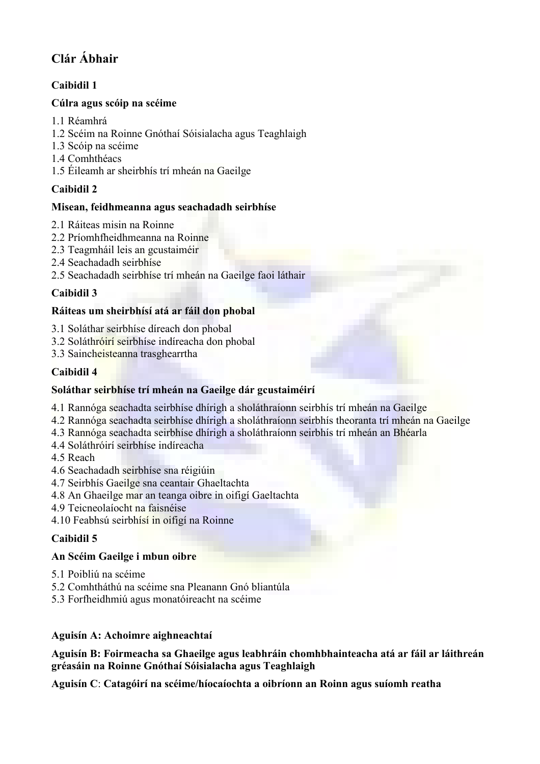# Clár Ábhair

**Caibidil 1**

**Cúlra agus scóip na scéime**

1.1 Réamhrá
1.2 Scéim na Roinne Gnóthaí Sóisialacha agus Teaghlaigh
1.3 Scóip na scéime
1.4 Comhthéacs
1.5 Éileamh ar sheirbhís trí mheán na Gaeilge

**Caibidil 2**

**Misean, feidhmeanna agus seachadadh seirbhíse**

2.1 Ráiteas misin na Roinne
2.2 Príomhfheidhmeanna na Roinne
2.3 Teagmháil leis an gcustaiméir
2.4 Seachadadh seirbhíse
2.5 Seachadadh seirbhíse trí mheán na Gaeilge faoi láthair

**Caibidil 3**

**Ráiteas um sheirbhísí atá ar fáil don phobal**

3.1 Soláthar seirbhíse díreach don phobal
3.2 Soláthróirí seirbhíse indíreacha don phobal
3.3 Saincheisteanna trasghearrtha

**Caibidil 4**

**Soláthar seirbhíse trí mheán na Gaeilge dár gcustaiméirí**

4.1 Rannóga seachadta seirbhíse dhírigh a sholáthraíonn seirbhís trí mheán na Gaeilge
4.2 Rannóga seachadta seirbhíse dhírigh a sholáthraíonn seirbhís theoranta trí mheán na Gaeilge
4.3 Rannóga seachadta seirbhíse dhírigh a sholáthraíonn seirbhís trí mheán an Bhéarla
4.4 Soláthróirí seirbhíse indíreacha
4.5 Reach
4.6 Seachadadh seirbhíse sna réigiúin
4.7 Seirbhís Gaeilge sna ceantair Ghaeltachta
4.8 An Ghaeilge mar an teanga oibre in oifigí Gaeltachta
4.9 Teicneolaíocht na faisnéise
4.10 Feabhsú seirbhísí in oifigí na Roinne

**Caibidil 5**

**An Scéim Gaeilge i mbun oibre**

5.1 Poibliú na scéime
5.2 Comhtháthú na scéime sna Pleanann Gnó bliantúla
5.3 Forfheidhmiú agus monatóireacht na scéime

**Aguisín A: Achoimre aighneachtaí**

**Aguisín B: Foirmeacha sa Ghaeilge agus leabhráin chomhbhainteacha atá ar fáil ar láithreán gréasáin na Roinne Gnóthaí Sóisialacha agus Teaghlaigh**

**Aguisín C**: **Catagóirí na scéime/híocaíochta a oibríonn an Roinn agus suíomh reatha**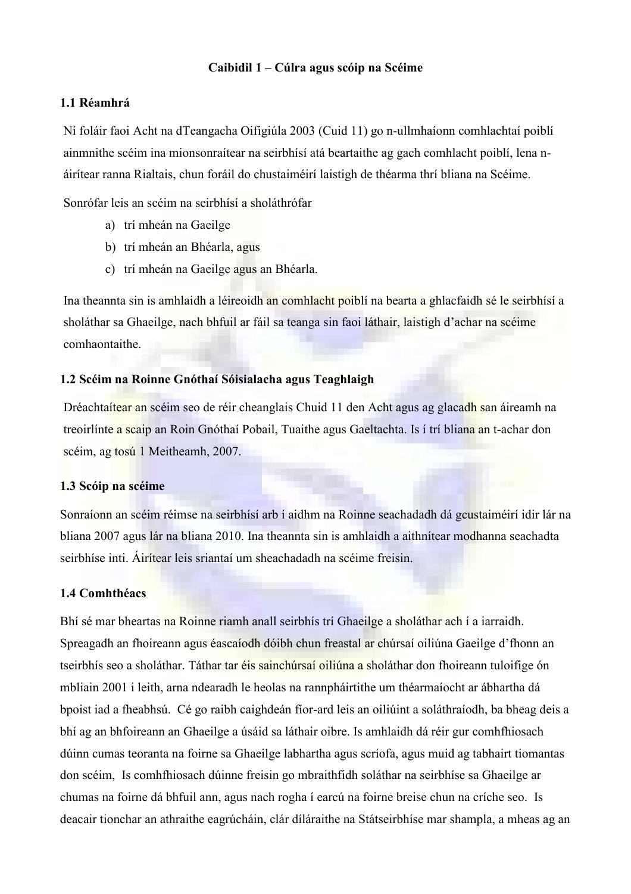# Caibidil 1 – Cúlra agus scóip na Scéime

## 1.1 Réamhrá

Ní foláir faoi Acht na dTeangacha Oifigiúla 2003 (Cuid 11) go n-ullmhaíonn comhlachtaí poiblí ainmnithe scéim ina mionsonraítear na seirbhísí atá beartaithe ag gach comhlacht poiblí, lena n-áirítear ranna Rialtais, chun foráil do chustaiméirí laistigh de théarma thrí bliana na Scéime.

Sonrófar leis an scéim na seirbhísí a sholáthrófar

a) trí mheán na Gaeilge
b) trí mheán an Bhéarla, agus
c) trí mheán na Gaeilge agus an Bhéarla.

Ina theannta sin is amhlaidh a léireoidh an comhlacht poiblí na bearta a ghlacfaidh sé le seirbhísí a sholáthar sa Ghaeilge, nach bhfuil ar fáil sa teanga sin faoi láthair, laistigh d'achar na scéime comhaontaithe.

## 1.2 Scéim na Roinne Gnóthaí Sóisialacha agus Teaghlaigh

Dréachtaítear an scéim seo de réir cheanglais Chuid 11 den Acht agus ag glacadh san áireamh na treoirlínte a scaip an Roin Gnóthaí Pobail, Tuaithe agus Gaeltachta. Is í trí bliana an t-achar don scéim, ag tosú 1 Meitheamh, 2007.

## 1.3 Scóip na scéime

Sonraíonn an scéim réimse na seirbhísí arb í aidhm na Roinne seachadadh dá gcustaiméirí idir lár na bliana 2007 agus lár na bliana 2010. Ina theannta sin is amhlaidh a aithnítear modhanna seachadta seirbhíse inti. Áirítear leis sriantaí um sheachadadh na scéime freisin.

## 1.4 Comhthéacs

Bhí sé mar bheartas na Roinne riamh anall seirbhís trí Ghaeilge a sholáthar ach í a iarraidh. Spreagadh an fhoireann agus éascaíodh dóibh chun freastal ar chúrsaí oiliúna Gaeilge d'fhonn an tseirbhís seo a sholáthar. Táthar tar éis sainchúrsaí oiliúna a sholáthar don fhoireann tuloifige ón mbliain 2001 i leith, arna ndearadh le heolas na rannpháirtithe um théarmaíocht ar ábhartha dá bpoist iad a fheabhsú. Cé go raibh caighdeán fíor-ard leis an oiliúint a soláthraíodh, ba bheag deis a bhí ag an bhfoireann an Ghaeilge a úsáid sa láthair oibre. Is amhlaidh dá réir gur comhfhiosach dúinn cumas teoranta na foirne sa Ghaeilge labhartha agus scríofa, agus muid ag tabhairt tiomantas don scéim, Is comhfhiosach dúinne freisin go mbraithfidh soláthar na seirbhíse sa Ghaeilge ar chumas na foirne dá bhfuil ann, agus nach rogha í earcú na foirne breise chun na críche seo. Is deacair tionchar an athraithe eagrúcháin, clár díláraithe na Státseirbhíse mar shampla, a mheas ag an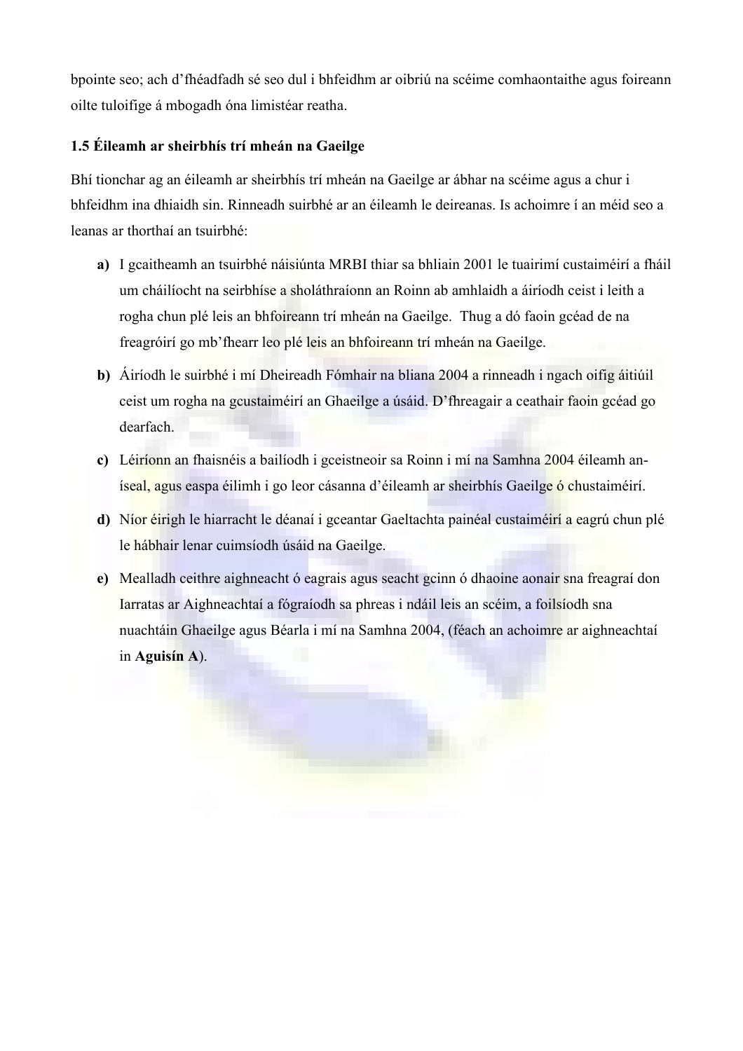bpointe seo; ach d'fhéadfadh sé seo dul i bhfeidhm ar oibriú na scéime comhaontaithe agus foireann oilte tuloifige á mbogadh óna limistéar reatha.

### 1.5 Éileamh ar sheirbhís trí mheán na Gaeilge

Bhí tionchar ag an éileamh ar sheirbhís trí mheán na Gaeilge ar ábhar na scéime agus a chur i bhfeidhm ina dhiaidh sin. Rinneadh suirbhé ar an éileamh le deireanas. Is achoimre í an méid seo a leanas ar thorthaí an tsuirbhé:

- **a)** I gcaitheamh an tsuirbhé náisiúnta MRBI thiar sa bhliain 2001 le tuairimí custaiméirí a fháil um cháilíocht na seirbhíse a sholáthraíonn an Roinn ab amhlaidh a áiríodh ceist i leith a rogha chun plé leis an bhfoireann trí mheán na Gaeilge. Thug a dó faoin gcéad de na freagróirí go mb'fhearr leo plé leis an bhfoireann trí mheán na Gaeilge.
- **b)** Áiríodh le suirbhé i mí Dheireadh Fómhair na bliana 2004 a rinneadh i ngach oifig áitiúil ceist um rogha na gcustaiméirí an Ghaeilge a úsáid. D'fhreagair a ceathair faoin gcéad go dearfach.
- **c)** Léiríonn an fhaisnéis a bailíodh i gceistneoir sa Roinn i mí na Samhna 2004 éileamh an-íseal, agus easpa éilimh i go leor cásanna d'éileamh ar sheirbhís Gaeilge ó chustaiméirí.
- **d)** Níor éirigh le hiarracht le déanaí i gceantar Gaeltachta painéal custaiméirí a eagrú chun plé le hábhair lenar cuimsíodh úsáid na Gaeilge.
- **e)** Mealladh ceithre aighneacht ó eagrais agus seacht gcinn ó dhaoine aonair sna freagraí don Iarratas ar Aighneachtaí a fógraíodh sa phreas i ndáil leis an scéim, a foilsíodh sna nuachtáin Ghaeilge agus Béarla i mí na Samhna 2004, (féach an achoimre ar aighneachtaí in **Aguisín A**).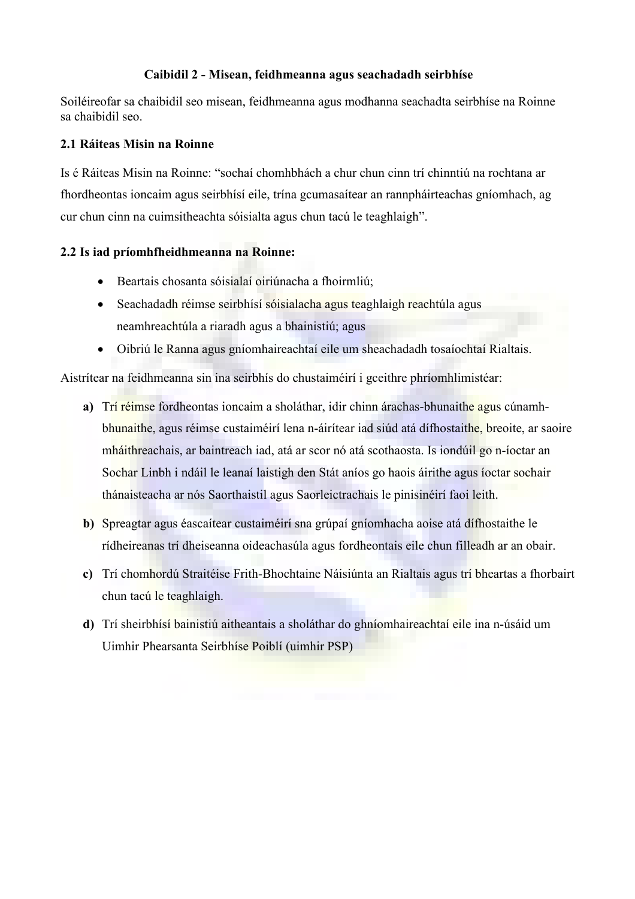## Caibidil 2 - Misean, feidhmeanna agus seachadadh seirbhíse

Soiléireofar sa chaibidil seo misean, feidhmeanna agus modhanna seachadta seirbhíse na Roinne sa chaibidil seo.

### 2.1 Ráiteas Misin na Roinne

Is é Ráiteas Misin na Roinne: "sochaí chomhbhách a chur chun cinn trí chinntiú na rochtana ar fhordheontas ioncaim agus seirbhísí eile, trína gcumasaítear an rannpháirteachas gníomhach, ag cur chun cinn na cuimsitheachta sóisialta agus chun tacú le teaghlaigh".

### 2.2 Is iad príomhfheidhmeanna na Roinne:

- Beartais chosanta sóisialaí oiriúnacha a fhoirmliú;
- Seachadadh réimse seirbhísí sóisialacha agus teaghlaigh reachtúla agus neamhreachtúla a riaradh agus a bhainistiú; agus
- Oibriú le Ranna agus gníomhaireachtaí eile um sheachadadh tosaíochtaí Rialtais.

Aistrítear na feidhmeanna sin ina seirbhís do chustaiméirí i gceithre phríomhlimistéar:

**a)** Trí réimse fordheontas ioncaim a sholáthar, idir chinn árachas-bhunaithe agus cúnamh-bhunaithe, agus réimse custaiméirí lena n-áirítear iad siúd atá dífhostaithe, breoite, ar saoire mháithreachais, ar baintreach iad, atá ar scor nó atá scothaosta. Is iondúil go n-íoctar an Sochar Linbh i ndáil le leanaí laistigh den Stát aníos go haois áirithe agus íoctar sochair thánaisteacha ar nós Saorthaistil agus Saorleictrachais le pinisinéirí faoi leith.

**b)** Spreagtar agus éascaítear custaiméirí sna grúpaí gníomhacha aoise atá dífhostaithe le rídheireanas trí dheiseanna oideachasúla agus fordheontais eile chun filleadh ar an obair.

**c)** Trí chomhordú Straitéise Frith-Bhochtaine Náisiúnta an Rialtais agus trí bheartas a fhorbairt chun tacú le teaghlaigh.

**d)** Trí sheirbhísí bainistiú aitheantais a sholáthar do ghníomhaireachtaí eile ina n-úsáid um Uimhir Phearsanta Seirbhíse Poiblí (uimhir PSP)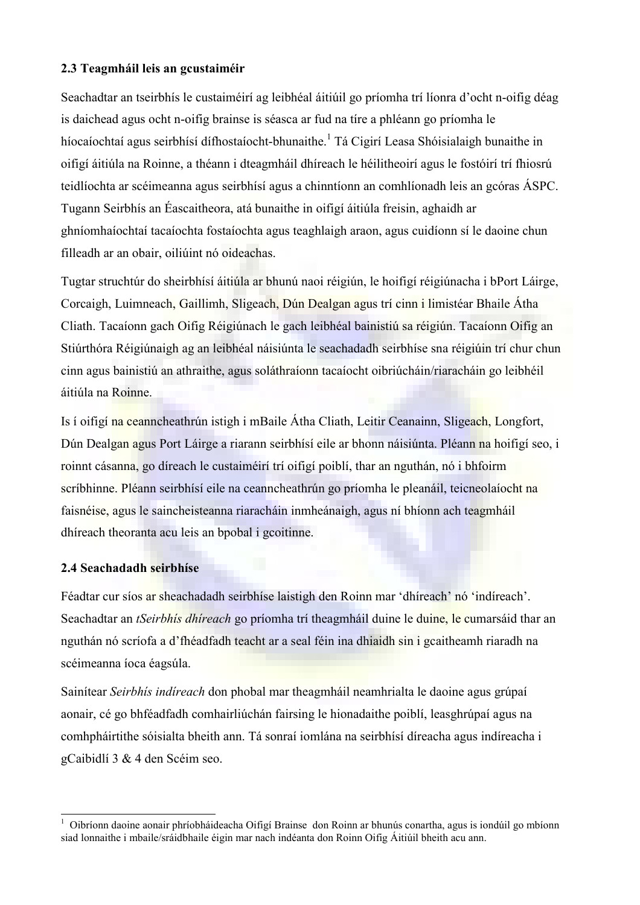## 2.3 Teagmháil leis an gcustaiméir

Seachadtar an tseirbhís le custaiméirí ag leibhéal áitiúil go príomha trí líonra d'ocht n-oifig déag is daichead agus ocht n-oifig brainse is séasca ar fud na tíre a phléann go príomha le híocaíochtaí agus seirbhísí dífhostaíocht-bhunaithe.[1] Tá Cigirí Leasa Shóisialaigh bunaithe in oifigí áitiúla na Roinne, a théann i dteagmháil dhíreach le héilitheoirí agus le fostóirí trí fhiosrú teidlíochta ar scéimeanna agus seirbhísí agus a chinntíonn an comhlíonadh leis an gcóras ÁSPC. Tugann Seirbhís an Éascaitheora, atá bunaithe in oifigí áitiúla freisin, aghaidh ar ghníomhaíochtaí tacaíochta fostaíochta agus teaghlaigh araon, agus cuidíonn sí le daoine chun filleadh ar an obair, oiliúint nó oideachas.

Tugtar struchtúr do sheirbhísí áitiúla ar bhunú naoi réigiún, le hoifigí réigiúnacha i bPort Láirge, Corcaigh, Luimneach, Gaillimh, Sligeach, Dún Dealgan agus trí cinn i limistéar Bhaile Átha Cliath. Tacaíonn gach Oifig Réigiúnach le gach leibhéal bainistiú sa réigiún. Tacaíonn Oifig an Stiúrthóra Réigiúnaigh ag an leibhéal náisiúnta le seachadadh seirbhíse sna réigiúin trí chur chun cinn agus bainistiú an athraithe, agus soláthraíonn tacaíocht oibriúcháin/riaracháin go leibhéil áitiúla na Roinne.

Is í oifigí na ceanncheathrún istigh i mBaile Átha Cliath, Leitir Ceanainn, Sligeach, Longfort, Dún Dealgan agus Port Láirge a riarann seirbhísí eile ar bhonn náisiúnta. Pléann na hoifigí seo, i roinnt cásanna, go díreach le custaiméirí trí oifigí poiblí, thar an nguthán, nó i bhfoirm scríbhinne. Pléann seirbhísí eile na ceanncheathrún go príomha le pleanáil, teicneolaíocht na faisnéise, agus le saincheisteanna riaracháin inmheánaigh, agus ní bhíonn ach teagmháil dhíreach theoranta acu leis an bpobal i gcoitinne.

## 2.4 Seachadadh seirbhíse

Féadtar cur síos ar sheachadadh seirbhíse laistigh den Roinn mar 'dhíreach' nó 'indíreach'. Seachadtar an *tSeirbhís dhíreach* go príomha trí theagmháil duine le duine, le cumarsáid thar an nguthán nó scríofa a d'fhéadfadh teacht ar a seal féin ina dhiaidh sin i gcaitheamh riaradh na scéimeanna íoca éagsúla.

Sainítear *Seirbhís indíreach* don phobal mar theagmháil neamhrialta le daoine agus grúpaí aonair, cé go bhféadfadh comhairliúchán fairsing le hionadaithe poiblí, leasghrúpaí agus na comhpháirtithe sóisialta bheith ann. Tá sonraí iomlána na seirbhísí díreacha agus indíreacha i gCaibidlí 3 & 4 den Scéim seo.

---

[1] Oibríonn daoine aonair phríobháideacha Oifigí Brainse don Roinn ar bhunús conartha, agus is iondúil go mbíonn siad lonnaithe i mbaile/sráidbhaile éigin mar nach indéanta don Roinn Oifig Áitiúil bheith acu ann.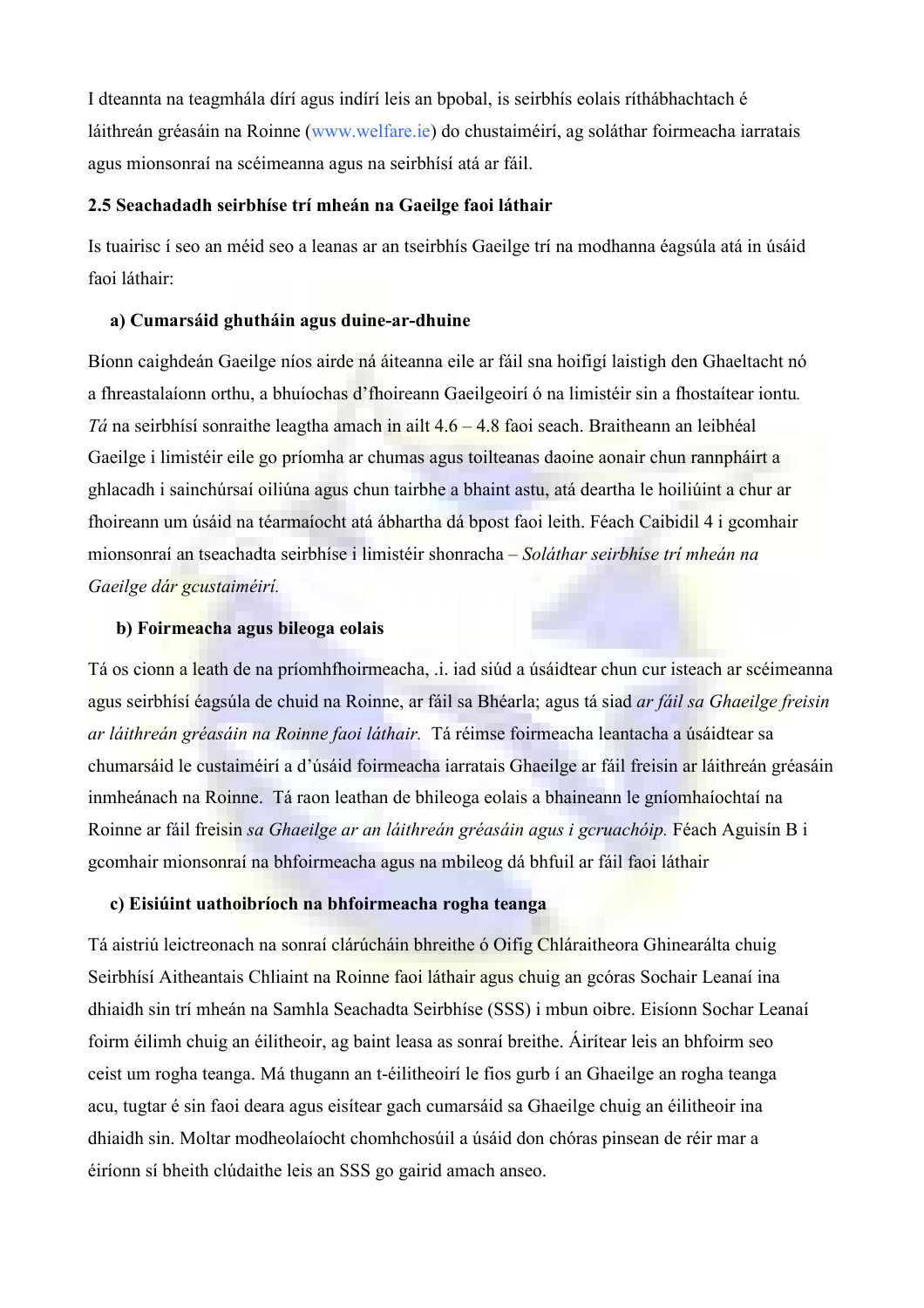I dteannta na teagmhála dírí agus indírí leis an bpobal, is seirbhís eolais ríthábhachtach é láithreán gréasáin na Roinne (www.welfare.ie) do chustaiméirí, ag soláthar foirmeacha iarratais agus mionsonraí na scéimeanna agus na seirbhísí atá ar fáil.

**2.5 Seachadadh seirbhíse trí mheán na Gaeilge faoi láthair**

Is tuairisc í seo an méid seo a leanas ar an tseirbhís Gaeilge trí na modhanna éagsúla atá in úsáid faoi láthair:

**a) Cumarsáid ghutháin agus duine-ar-dhuine**

Bíonn caighdeán Gaeilge níos airde ná áiteanna eile ar fáil sna hoifigí laistigh den Ghaeltacht nó a fhreastalaíonn orthu, a bhuíochas d'fhoireann Gaeilgeoirí ó na limistéir sin a fhostaítear iontu. *Tá* na seirbhísí sonraithe leagtha amach in ailt 4.6 – 4.8 faoi seach. Braitheann an leibhéal Gaeilge i limistéir eile go príomha ar chumas agus toilteanas daoine aonair chun rannpháirt a ghlacadh i sainchúrsaí oiliúna agus chun tairbhe a bhaint astu, atá deartha le hoiliúint a chur ar fhoireann um úsáid na téarmaíocht atá ábhartha dá bpost faoi leith. Féach Caibidil 4 i gcomhair mionsonraí an tseachadta seirbhíse i limistéir shonracha – *Soláthar seirbhíse trí mheán na Gaeilge dár gcustaiméirí.*

**b) Foirmeacha agus bileoga eolais**

Tá os cionn a leath de na príomhfhoirmeacha, .i. iad siúd a úsáidtear chun cur isteach ar scéimeanna agus seirbhísí éagsúla de chuid na Roinne, ar fáil sa Bhéarla; agus tá siad *ar fáil sa Ghaeilge freisin ar láithreán gréasáin na Roinne faoi láthair.* Tá réimse foirmeacha leantacha a úsáidtear sa chumarsáid le custaiméirí a d'úsáid foirmeacha iarratais Ghaeilge ar fáil freisin ar láithreán gréasáin inmheánach na Roinne. Tá raon leathan de bhileoga eolais a bhaineann le gníomhaíochtaí na Roinne ar fáil freisin *sa Ghaeilge ar an láithreán gréasáin agus i gcruachóip.* Féach Aguisín B i gcomhair mionsonraí na bhfoirmeacha agus na mbileog dá bhfuil ar fáil faoi láthair

**c) Eisiúint uathoibríoch na bhfoirmeacha rogha teanga**

Tá aistriú leictreonach na sonraí clárúcháin bhreithe ó Oifig Chláraitheora Ghinearálta chuig Seirbhísí Aitheantais Chliaint na Roinne faoi láthair agus chuig an gcóras Sochair Leanaí ina dhiaidh sin trí mheán na Samhla Seachadta Seirbhíse (SSS) i mbun oibre. Eisíonn Sochar Leanaí foirm éilimh chuig an éilitheoir, ag baint leasa as sonraí breithe. Áirítear leis an bhfoirm seo ceist um rogha teanga. Má thugann an t-éilitheoirí le fios gurb í an Ghaeilge an rogha teanga acu, tugtar é sin faoi deara agus eisítear gach cumarsáid sa Ghaeilge chuig an éilitheoir ina dhiaidh sin. Moltar modheolaíocht chomhchosúil a úsáid don chóras pinsean de réir mar a éiríonn sí bheith clúdaithe leis an SSS go gairid amach anseo.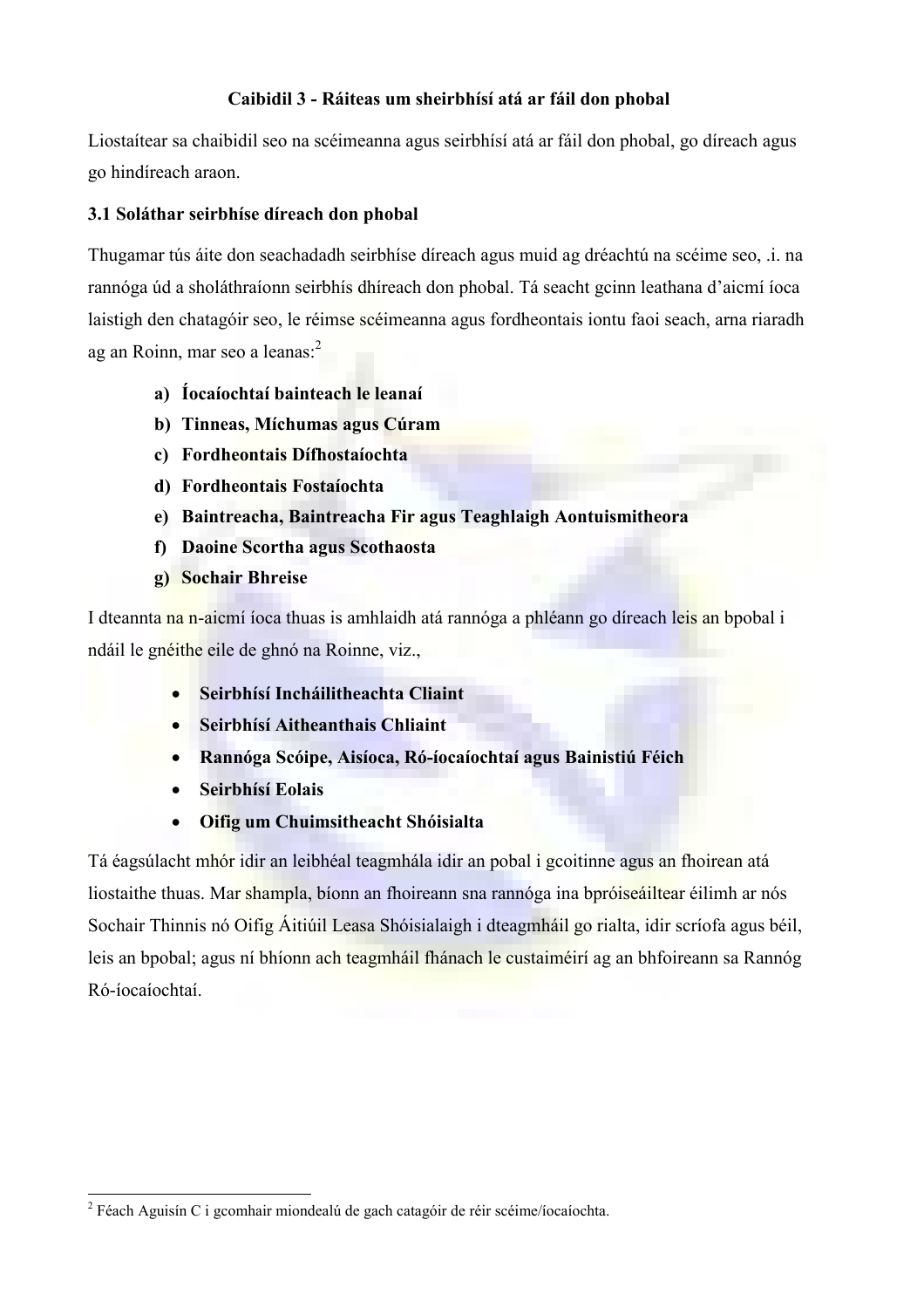### Caibidil 3 - Ráiteas um sheirbhísí atá ar fáil don phobal

Liostaítear sa chaibidil seo na scéimeanna agus seirbhísí atá ar fáil don phobal, go díreach agus go hindíreach araon.

**3.1 Soláthar seirbhíse díreach don phobal**

Thugamar tús áite don seachadadh seirbhíse díreach agus muid ag dréachtú na scéime seo, .i. na rannóga úd a sholáthraíonn seirbhís dhíreach don phobal. Tá seacht gcinn leathana d'aicmí íoca laistigh den chatagóir seo, le réimse scéimeanna agus fordheontais iontu faoi seach, arna riaradh ag an Roinn, mar seo a leanas:[2]

a) **Íocaíochtaí bainteach le leanaí**
b) **Tinneas, Míchumas agus Cúram**
c) **Fordheontais Dífhostaíochta**
d) **Fordheontais Fostaíochta**
e) **Baintreacha, Baintreacha Fir agus Teaghlaigh Aontuismitheora**
f) **Daoine Scortha agus Scothaosta**
g) **Sochair Bhreise**

I dteannta na n-aicmí íoca thuas is amhlaidh atá rannóga a phléann go díreach leis an bpobal i ndáil le gnéithe eile de ghnó na Roinne, viz.,

- **Seirbhísí Incháilitheachta Cliaint**
- **Seirbhísí Aitheanthais Chliaint**
- **Rannóga Scóipe, Aisíoca, Ró-íocaíochtaí agus Bainistiú Féich**
- **Seirbhísí Eolais**
- **Oifig um Chuimsitheacht Shóisialta**

Tá éagsúlacht mhór idir an leibhéal teagmhála idir an pobal i gcoitinne agus an fhoirean atá liostaithe thuas. Mar shampla, bíonn an fhoireann sna rannóga ina bpróiseáiltear éilimh ar nós Sochair Thinnis nó Oifig Áitiúil Leasa Shóisialaigh i dteagmháil go rialta, idir scríofa agus béil, leis an bpobal; agus ní bhíonn ach teagmháil fhánach le custaiméirí ag an bhfoireann sa Rannóg Ró-íocaíochtaí.

---

[2] Féach Aguisín C i gcomhair miondealú de gach catagóir de réir scéime/íocaíochta.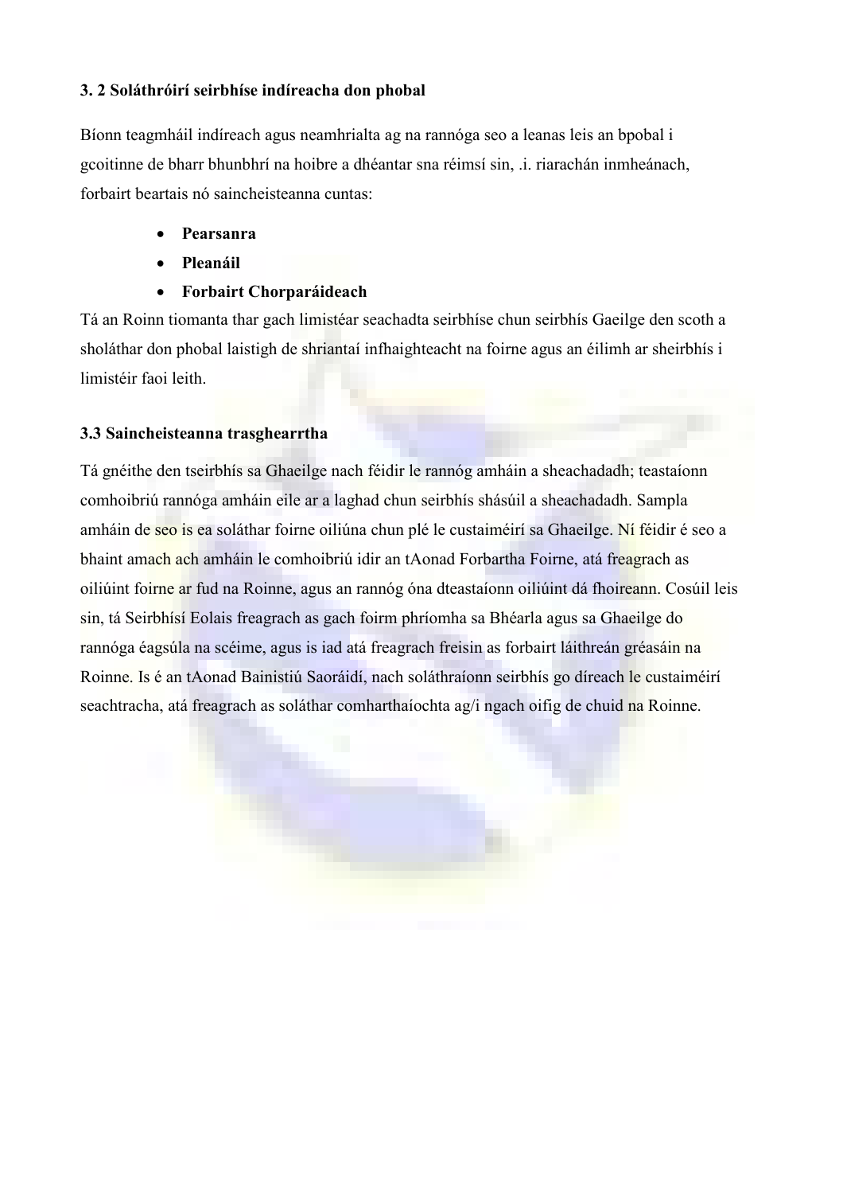### 3. 2 Soláthróirí seirbhíse indíreacha don phobal

Bíonn teagmháil indíreach agus neamhrialta ag na rannóga seo a leanas leis an bpobal i gcoitinne de bharr bhunbhrí na hoibre a dhéantar sna réimsí sin, .i. riarachán inmheánach, forbairt beartais nó saincheisteanna cuntas:

- **Pearsanra**
- **Pleanáil**
- **Forbairt Chorparáideach**

Tá an Roinn tiomanta thar gach limistéar seachadta seirbhíse chun seirbhís Gaeilge den scoth a sholáthar don phobal laistigh de shriantaí infhaighteacht na foirne agus an éilimh ar sheirbhís i limistéir faoi leith.

### 3.3 Saincheisteanna trasghearrtha

Tá gnéithe den tseirbhís sa Ghaeilge nach féidir le rannóg amháin a sheachadadh; teastaíonn comhoibriú rannóga amháin eile ar a laghad chun seirbhís shásúil a sheachadadh. Sampla amháin de seo is ea soláthar foirne oiliúna chun plé le custaiméirí sa Ghaeilge. Ní féidir é seo a bhaint amach ach amháin le comhoibriú idir an tAonad Forbartha Foirne, atá freagrach as oiliúint foirne ar fud na Roinne, agus an rannóg óna dteastaíonn oiliúint dá fhoireann. Cosúil leis sin, tá Seirbhísí Eolais freagrach as gach foirm phríomha sa Bhéarla agus sa Ghaeilge do rannóga éagsúla na scéime, agus is iad atá freagrach freisin as forbairt láithreán gréasáin na Roinne. Is é an tAonad Bainistiú Saoráidí, nach soláthraíonn seirbhís go díreach le custaiméirí seachtracha, atá freagrach as soláthar comharthaíochta ag/i ngach oifig de chuid na Roinne.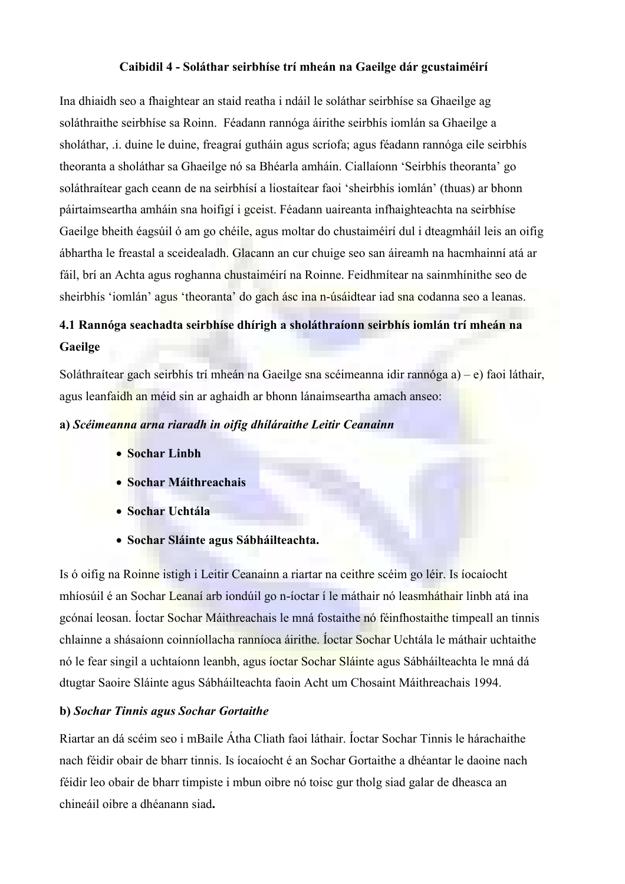## Caibidil 4 - Soláthar seirbhíse trí mheán na Gaeilge dár gcustaiméirí

Ina dhiaidh seo a fhaightear an staid reatha i ndáil le soláthar seirbhíse sa Ghaeilge ag soláthraithe seirbhíse sa Roinn. Féadann rannóga áirithe seirbhís iomlán sa Ghaeilge a sholáthar, .i. duine le duine, freagraí gutháin agus scríofa; agus féadann rannóga eile seirbhís theoranta a sholáthar sa Ghaeilge nó sa Bhéarla amháin. Ciallaíonn 'Seirbhís theoranta' go soláthraítear gach ceann de na seirbhísí a liostaítear faoi 'sheirbhís iomlán' (thuas) ar bhonn páirtaimseartha amháin sna hoifigí i gceist. Féadann uaireanta infhaighteachta na seirbhíse Gaeilge bheith éagsúil ó am go chéile, agus moltar do chustaiméirí dul i dteagmháil leis an oifig ábhartha le freastal a sceidealadh. Glacann an cur chuige seo san áireamh na hacmhainní atá ar fáil, brí an Achta agus roghanna chustaiméirí na Roinne. Feidhmítear na sainmhínithe seo de sheirbhís 'iomlán' agus 'theoranta' do gach ásc ina n-úsáidtear iad sna codanna seo a leanas.

### 4.1 Rannóga seachadta seirbhíse dhírigh a sholáthraíonn seirbhís iomlán trí mheán na Gaeilge

Soláthraítear gach seirbhís trí mheán na Gaeilge sna scéimeanna idir rannóga a) – e) faoi láthair, agus leanfaidh an méid sin ar aghaidh ar bhonn lánaimseartha amach anseo:

**a)** ***Scéimeanna arna riaradh in oifig dhíláraithe Leitir Ceanainn***

- **Sochar Linbh**
- **Sochar Máithreachais**
- **Sochar Uchtála**
- **Sochar Sláinte agus Sábháilteachta.**

Is ó oifig na Roinne istigh i Leitir Ceanainn a riartar na ceithre scéim go léir. Is íocaíocht mhíosúil é an Sochar Leanaí arb iondúil go n-íoctar í le máthair nó leasmháthair linbh atá ina gcónaí leosan. Íoctar Sochar Máithreachais le mná fostaithe nó féinfhostaithe timpeall an tinnis chlainne a shásaíonn coinníollacha ranníoca áirithe. Íoctar Sochar Uchtála le máthair uchtaithe nó le fear singil a uchtaíonn leanbh, agus íoctar Sochar Sláinte agus Sábháilteachta le mná dá dtugtar Saoire Sláinte agus Sábháilteachta faoin Acht um Chosaint Máithreachais 1994.

**b)** ***Sochar Tinnis agus Sochar Gortaithe***

Riartar an dá scéim seo i mBaile Átha Cliath faoi láthair. Íoctar Sochar Tinnis le hárachaithe nach féidir obair de bharr tinnis. Is íocaíocht é an Sochar Gortaithe a dhéantar le daoine nach féidir leo obair de bharr timpiste i mbun oibre nó toisc gur tholg siad galar de dheasca an chineáil oibre a dhéanann siad**.**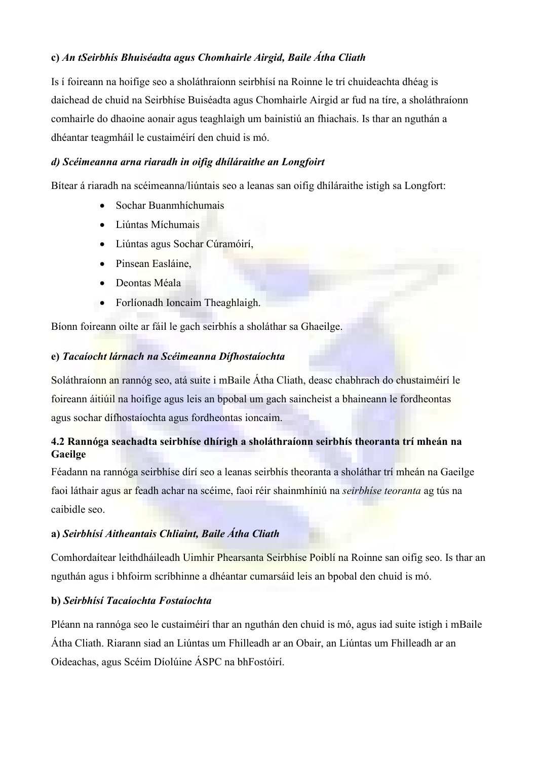**c)** ***An tSeirbhís Bhuiséadta agus Chomhairle Airgid, Baile Átha Cliath***

Is í foireann na hoifige seo a sholáthraíonn seirbhísí na Roinne le trí chuideachta dhéag is daichead de chuid na Seirbhíse Buiséadta agus Chomhairle Airgid ar fud na tíre, a sholáthraíonn comhairle do dhaoine aonair agus teaghlaigh um bainistiú an fhiachais. Is thar an nguthán a dhéantar teagmháil le custaiméirí den chuid is mó.

***d) Scéimeanna arna riaradh in oifig dhíláraithe an Longfoirt***

Bítear á riaradh na scéimeanna/liúntais seo a leanas san oifig dhíláraithe istigh sa Longfort:

- Sochar Buanmhíchumais
- Liúntas Míchumais
- Liúntas agus Sochar Cúramóirí,
- Pinsean Easláine,
- Deontas Méala
- Forlíonadh Ioncaim Theaghlaigh.

Bíonn foireann oilte ar fáil le gach seirbhís a sholáthar sa Ghaeilge.

**e)** ***Tacaíocht lárnach na Scéimeanna Dífhostaíochta***

Soláthraíonn an rannóg seo, atá suite i mBaile Átha Cliath, deasc chabhrach do chustaiméirí le foireann áitiúil na hoifige agus leis an bpobal um gach saincheist a bhaineann le fordheontas agus sochar dífhostaíochta agus fordheontas ioncaim.

### 4.2 Rannóga seachadta seirbhíse dhírigh a sholáthraíonn seirbhís theoranta trí mheán na Gaeilge

Féadann na rannóga seirbhíse dírí seo a leanas seirbhís theoranta a sholáthar trí mheán na Gaeilge faoi láthair agus ar feadh achar na scéime, faoi réir shainmhíniú na *seirbhíse teoranta* ag tús na caibidle seo.

**a)** ***Seirbhísí Aitheantais Chliaint, Baile Átha Cliath***

Comhordaítear leithdháileadh Uimhir Phearsanta Seirbhíse Poiblí na Roinne san oifig seo. Is thar an nguthán agus i bhfoirm scríbhinne a dhéantar cumarsáid leis an bpobal den chuid is mó.

**b)** ***Seirbhísí Tacaíochta Fostaíochta***

Pléann na rannóga seo le custaiméirí thar an nguthán den chuid is mó, agus iad suite istigh i mBaile Átha Cliath. Riarann siad an Liúntas um Fhilleadh ar an Obair, an Liúntas um Fhilleadh ar an Oideachas, agus Scéim Díolúine ÁSPC na bhFostóirí.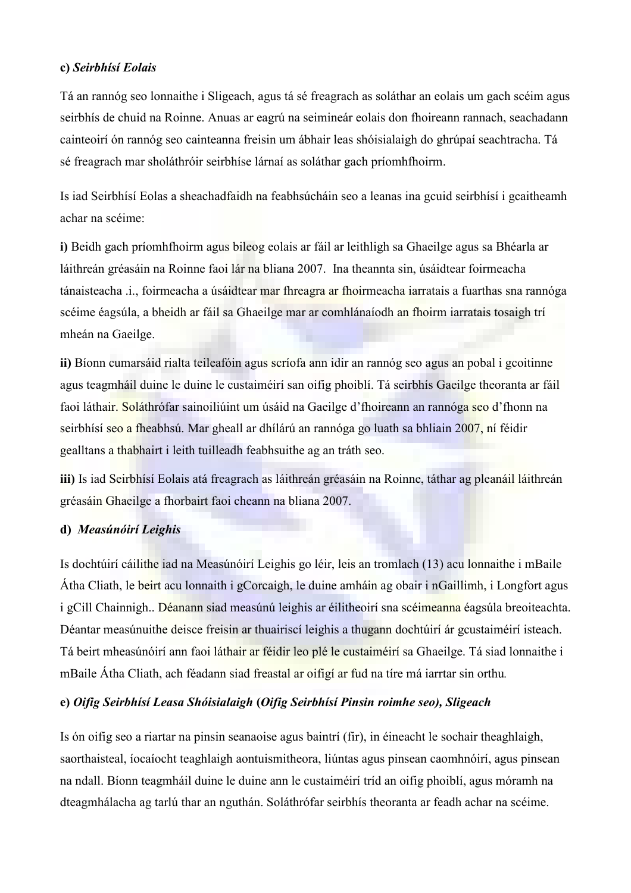**c)** ***Seirbhísí Eolais***

Tá an rannóg seo lonnaithe i Sligeach, agus tá sé freagrach as soláthar an eolais um gach scéim agus seirbhís de chuid na Roinne. Anuas ar eagrú na seimineár eolais don fhoireann rannach, seachadann cainteoirí ón rannóg seo cainteanna freisin um ábhair leas shóisialaigh do ghrúpaí seachtracha. Tá sé freagrach mar sholáthróir seirbhíse lárnaí as soláthar gach príomhfhoirm.

Is iad Seirbhísí Eolas a sheachadfaidh na feabhsúcháin seo a leanas ina gcuid seirbhísí i gcaitheamh achar na scéime:

**i)** Beidh gach príomhfhoirm agus bileog eolais ar fáil ar leithligh sa Ghaeilge agus sa Bhéarla ar láithreán gréasáin na Roinne faoi lár na bliana 2007. Ina theannta sin, úsáidtear foirmeacha tánaisteacha .i., foirmeacha a úsáidtear mar fhreagra ar fhoirmeacha iarratais a fuarthas sna rannóga scéime éagsúla, a bheidh ar fáil sa Ghaeilge mar ar comhlánaíodh an fhoirm iarratais tosaigh trí mheán na Gaeilge.

**ii)** Bíonn cumarsáid rialta teileafóin agus scríofa ann idir an rannóg seo agus an pobal i gcoitinne agus teagmháil duine le duine le custaiméirí san oifig phoiblí. Tá seirbhís Gaeilge theoranta ar fáil faoi láthair. Soláthrófar sainoiliúint um úsáid na Gaeilge d'fhoireann an rannóga seo d'fhonn na seirbhísí seo a fheabhsú. Mar gheall ar dhílárú an rannóga go luath sa bhliain 2007, ní féidir gealltans a thabhairt i leith tuilleadh feabhsuithe ag an tráth seo.

**iii)** Is iad Seirbhísí Eolais atá freagrach as láithreán gréasáin na Roinne, táthar ag pleanáil láithreán gréasáin Ghaeilge a fhorbairt faoi cheann na bliana 2007.

**d)** ***Measúnóirí Leighis***

Is dochtúirí cáilithe iad na Measúnóirí Leighis go léir, leis an tromlach (13) acu lonnaithe i mBaile Átha Cliath, le beirt acu lonnaith i gCorcaigh, le duine amháin ag obair i nGaillimh, i Longfort agus i gCill Chainnigh.. Déanann siad measúnú leighis ar éilitheoirí sna scéimeanna éagsúla breoiteachta. Déantar measúnuithe deisce freisin ar thuairiscí leighis a thugann dochtúirí ár gcustaiméirí isteach. Tá beirt mheasúnóirí ann faoi láthair ar féidir leo plé le custaiméirí sa Ghaeilge. Tá siad lonnaithe i mBaile Átha Cliath, ach féadann siad freastal ar oifigí ar fud na tíre má iarrtar sin orthu.

**e)** ***Oifig Seirbhísí Leasa Shóisialaigh*** **(*Oifig Seirbhísí Pinsin roimhe seo*)*, Sligeach***

Is ón oifig seo a riartar na pinsin seanaoise agus baintrí (fir), in éineacht le sochair theaghlaigh, saorthaisteal, íocaíocht teaghlaigh aontuismitheora, liúntas agus pinsean caomhnóirí, agus pinsean na ndall. Bíonn teagmháil duine le duine ann le custaiméirí tríd an oifig phoiblí, agus móramh na dteagmhálacha ag tarlú thar an nguthán. Soláthrófar seirbhís theoranta ar feadh achar na scéime.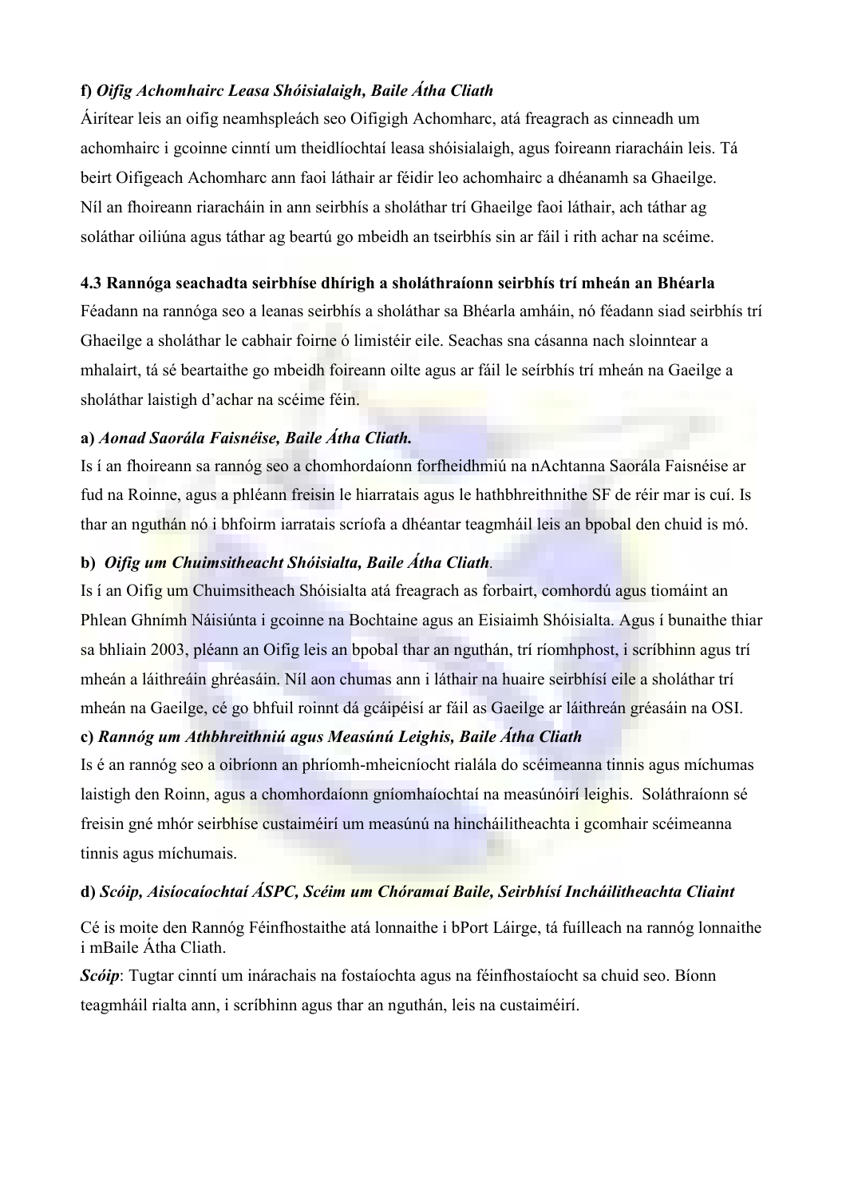**f)** ***Oifig Achomhairc Leasa Shóisialaigh, Baile Átha Cliath***

Áirítear leis an oifig neamhspleách seo Oifigigh Achomharc, atá freagrach as cinneadh um achomhairc i gcoinne cinntí um theidlíochtaí leasa shóisialaigh, agus foireann riaracháin leis. Tá beirt Oifigeach Achomharc ann faoi láthair ar féidir leo achomhairc a dhéanamh sa Ghaeilge. Níl an fhoireann riaracháin in ann seirbhís a sholáthar trí Ghaeilge faoi láthair, ach táthar ag soláthar oiliúna agus táthar ag beartú go mbeidh an tseirbhís sin ar fáil i rith achar na scéime.

**4.3 Rannóga seachadta seirbhíse dhírigh a sholáthraíonn seirbhís trí mheán an Bhéarla**

Féadann na rannóga seo a leanas seirbhís a sholáthar sa Bhéarla amháin, nó féadann siad seirbhís trí Ghaeilge a sholáthar le cabhair foirne ó limistéir eile. Seachas sna cásanna nach sloinntear a mhalairt, tá sé beartaithe go mbeidh foireann oilte agus ar fáil le seírbhís trí mheán na Gaeilge a sholáthar laistigh d'achar na scéime féin.

**a)** ***Aonad Saorála Faisnéise, Baile Átha Cliath.***

Is í an fhoireann sa rannóg seo a chomhordaíonn forfheidhmiú na nAchtanna Saorála Faisnéise ar fud na Roinne, agus a phléann freisin le hiarratais agus le hathbhreithnithe SF de réir mar is cuí. Is thar an nguthán nó i bhfoirm iarratais scríofa a dhéantar teagmháil leis an bpobal den chuid is mó.

**b)** ***Oifig um Chuimsitheacht Shóisialta, Baile Átha Cliath***.

Is í an Oifig um Chuimsitheach Shóisialta atá freagrach as forbairt, comhordú agus tiomáint an Phlean Ghnímh Náisiúnta i gcoinne na Bochtaine agus an Eisiaimh Shóisialta. Agus í bunaithe thiar sa bhliain 2003, pléann an Oifig leis an bpobal thar an nguthán, trí ríomhphost, i scríbhinn agus trí mheán a láithreáin ghréasáin. Níl aon chumas ann i láthair na huaire seirbhísí eile a sholáthar trí mheán na Gaeilge, cé go bhfuil roinnt dá gcáipéisí ar fáil as Gaeilge ar láithreán gréasáin na OSI.

**c)** ***Rannóg um Athbhreithniú agus Measúnú Leighis, Baile Átha Cliath***

Is é an rannóg seo a oibríonn an phríomh-mheicníocht rialála do scéimeanna tinnis agus míchumas laistigh den Roinn, agus a chomhordaíonn gníomhaíochtaí na measúnóirí leighis. Soláthraíonn sé freisin gné mhór seirbhíse custaiméirí um measúnú na hincháilitheachta i gcomhair scéimeanna tinnis agus míchumais.

**d)** ***Scóip, Aisíocaíochtaí ÁSPC, Scéim um Chóramaí Baile, Seirbhísí Incháilitheachta Cliaint***

Cé is moite den Rannóg Féinfhostaithe atá lonnaithe i bPort Láirge, tá fuílleach na rannóg lonnaithe i mBaile Átha Cliath.

***Scóip***: Tugtar cinntí um inárachais na fostaíochta agus na féinfhostaíocht sa chuid seo. Bíonn teagmháil rialta ann, i scríbhinn agus thar an nguthán, leis na custaiméirí.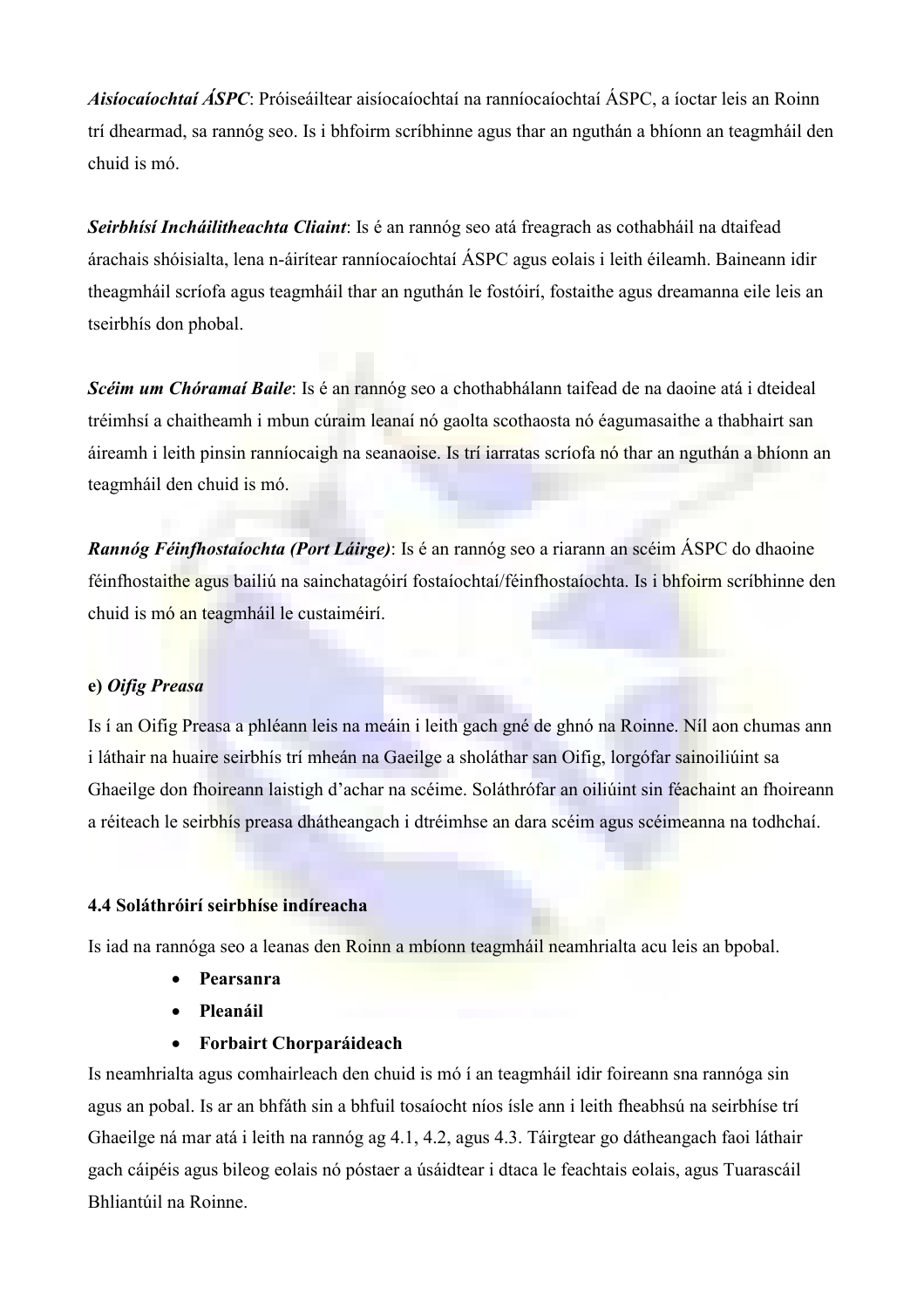***Aisíocaíochtaí ÁSPC***: Próiseáiltear aisíocaíochtaí na ranníocaíochtaí ÁSPC, a íoctar leis an Roinn trí dhearmad, sa rannóg seo. Is i bhfoirm scríbhinne agus thar an nguthán a bhíonn an teagmháil den chuid is mó.

***Seirbhísí Incháilitheachta Cliaint***: Is é an rannóg seo atá freagrach as cothabháil na dtaifead árachais shóisialta, lena n-áirítear ranníocaíochtaí ÁSPC agus eolais i leith éileamh. Baineann idir theagmháil scríofa agus teagmháil thar an nguthán le fostóirí, fostaithe agus dreamanna eile leis an tseirbhís don phobal.

***Scéim um Chóramaí Baile***: Is é an rannóg seo a chothabhálann taifead de na daoine atá i dteideal tréimhsí a chaitheamh i mbun cúraim leanaí nó gaolta scothaosta nó éagumasaithe a thabhairt san áireamh i leith pinsin ranníocaigh na seanaoise. Is trí iarratas scríofa nó thar an nguthán a bhíonn an teagmháil den chuid is mó.

***Rannóg Féinfhostaíochta (Port Láirge)***: Is é an rannóg seo a riarann an scéim ÁSPC do dhaoine féinfhostaithe agus bailiú na sainchatagóirí fostaíochtaí/féinfhostaíochta. Is i bhfoirm scríbhinne den chuid is mó an teagmháil le custaiméirí.

**e) *Oifig Preasa***

Is í an Oifig Preasa a phléann leis na meáin i leith gach gné de ghnó na Roinne. Níl aon chumas ann i láthair na huaire seirbhís trí mheán na Gaeilge a sholáthar san Oifig, lorgófar sainoiliúint sa Ghaeilge don fhoireann laistigh d'achar na scéime. Soláthrófar an oiliúint sin féachaint an fhoireann a réiteach le seirbhís preasa dhátheangach i dtréimhse an dara scéim agus scéimeanna na todhchaí.

**4.4 Soláthróirí seirbhíse indíreacha**

Is iad na rannóga seo a leanas den Roinn a mbíonn teagmháil neamhrialta acu leis an bpobal.

- **Pearsanra**
- **Pleanáil**
- **Forbairt Chorparáideach**

Is neamhrialta agus comhairleach den chuid is mó í an teagmháil idir foireann sna rannóga sin agus an pobal. Is ar an bhfáth sin a bhfuil tosaíocht níos ísle ann i leith fheabhsú na seirbhíse trí Ghaeilge ná mar atá i leith na rannóg ag 4.1, 4.2, agus 4.3. Táirgtear go dátheangach faoi láthair gach cáipéis agus bileog eolais nó póstaer a úsáidtear i dtaca le feachtais eolais, agus Tuarascáil Bhliantúil na Roinne.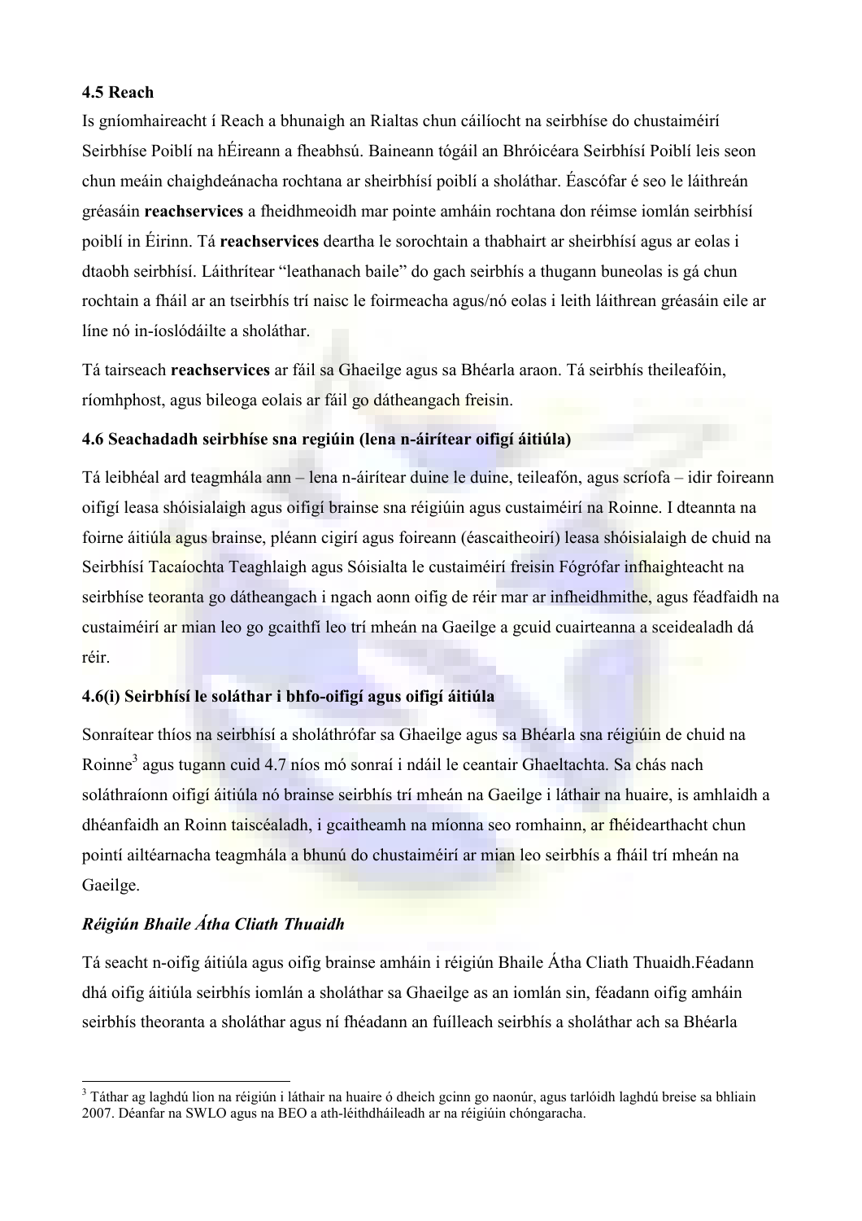### 4.5 Reach

Is gníomhaireacht í Reach a bhunaigh an Rialtas chun cáilíocht na seirbhíse do chustaiméirí Seirbhíse Poiblí na hÉireann a fheabhsú. Baineann tógáil an Bhróicéara Seirbhísí Poiblí leis seon chun meáin chaighdeánacha rochtana ar sheirbhísí poiblí a sholáthar. Éascófar é seo le láithreán gréasáin **reachservices** a fheidhmeoidh mar pointe amháin rochtana don réimse iomlán seirbhísí poiblí in Éirinn. Tá **reachservices** deartha le sorochtain a thabhairt ar sheirbhísí agus ar eolas i dtaobh seirbhísí. Láithrítear "leathanach baile" do gach seirbhís a thugann buneolas is gá chun rochtain a fháil ar an tseirbhís trí naisc le foirmeacha agus/nó eolas i leith láithrean gréasáin eile ar líne nó in-íoslódáilte a sholáthar.

Tá tairseach **reachservices** ar fáil sa Ghaeilge agus sa Bhéarla araon. Tá seirbhís theileafóin, ríomhphost, agus bileoga eolais ar fáil go dátheangach freisin.

### 4.6 Seachadadh seirbhíse sna regiúin (lena n-áirítear oifigí áitiúla)

Tá leibhéal ard teagmhála ann – lena n-áirítear duine le duine, teileafón, agus scríofa – idir foireann oifigí leasa shóisialaigh agus oifigí brainse sna réigiúin agus custaiméirí na Roinne. I dteannta na foirne áitiúla agus brainse, pléann cigirí agus foireann (éascaitheoirí) leasa shóisialaigh de chuid na Seirbhísí Tacaíochta Teaghlaigh agus Sóisialta le custaiméirí freisin Fógrófar infhaighteacht na seirbhíse teoranta go dátheangach i ngach aonn oifig de réir mar ar infheidhmithe, agus féadfaidh na custaiméirí ar mian leo go gcaithfí leo trí mheán na Gaeilge a gcuid cuairteanna a sceidealadh dá réir.

### 4.6(i) Seirbhísí le soláthar i bhfo-oifigí agus oifigí áitiúla

Sonraítear thíos na seirbhísí a sholáthrófar sa Ghaeilge agus sa Bhéarla sna réigiúin de chuid na Roinne[3] agus tugann cuid 4.7 níos mó sonraí i ndáil le ceantair Ghaeltachta. Sa chás nach soláthraíonn oifigí áitiúla nó brainse seirbhís trí mheán na Gaeilge i láthair na huaire, is amhlaidh a dhéanfaidh an Roinn taiscéaladh, i gcaitheamh na míonna seo romhainn, ar fhéidearthacht chun pointí ailtéarnacha teagmhála a bhunú do chustaiméirí ar mian leo seirbhís a fháil trí mheán na Gaeilge.

#### *Réigiún Bhaile Átha Cliath Thuaidh*

Tá seacht n-oifig áitiúla agus oifig brainse amháin i réigiún Bhaile Átha Cliath Thuaidh.Féadann dhá oifig áitiúla seirbhís iomlán a sholáthar sa Ghaeilge as an iomlán sin, féadann oifig amháin seirbhís theoranta a sholáthar agus ní fhéadann an fuílleach seirbhís a sholáthar ach sa Bhéarla

---

[3] Táthar ag laghdú lion na réigiún i láthair na huaire ó dheich gcinn go naonúr, agus tarlóidh laghdú breise sa bhliain 2007. Déanfar na SWLO agus na BEO a ath-léithdháileadh ar na réigiúin chóngaracha.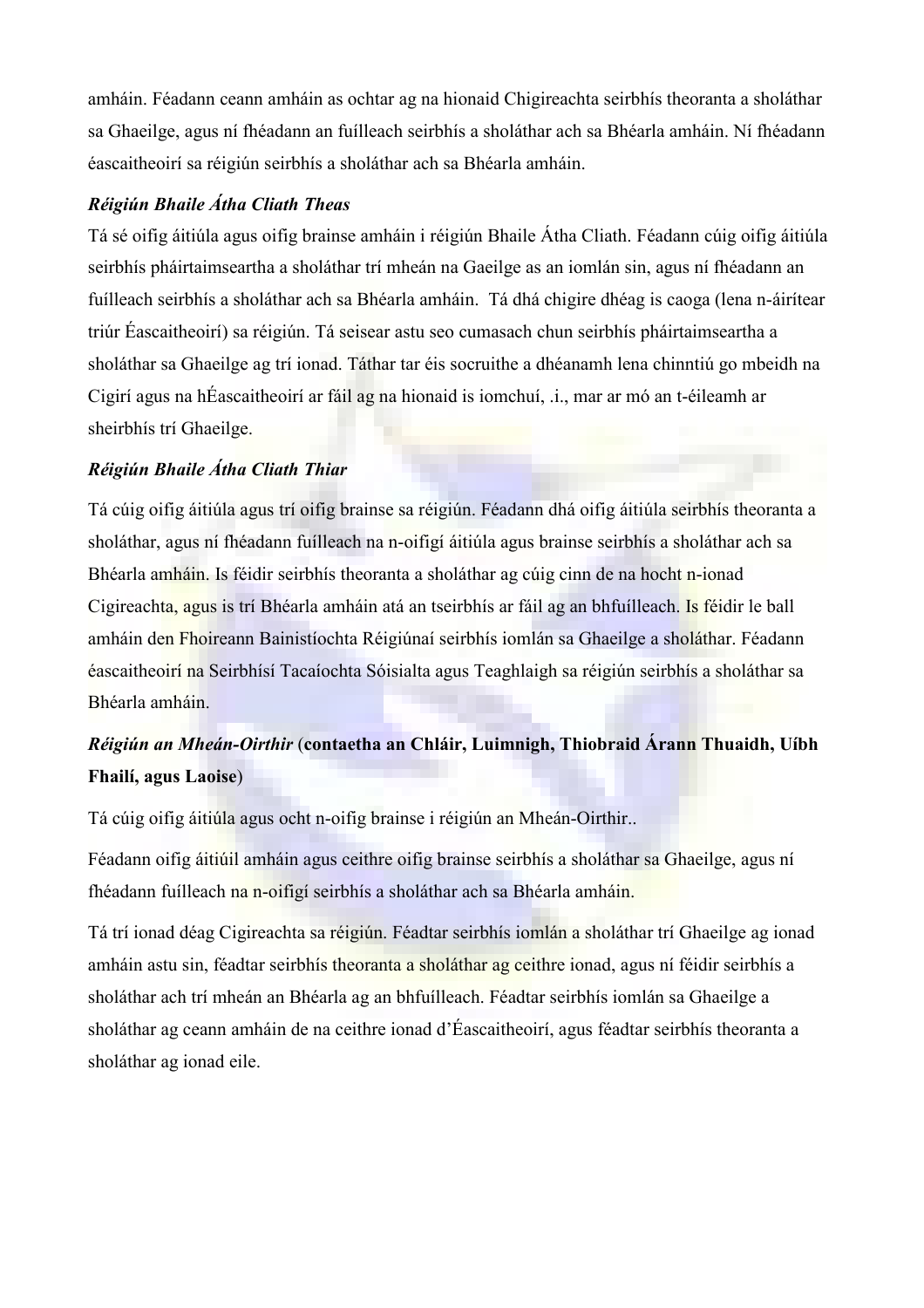amháin. Féadann ceann amháin as ochtar ag na hionaid Chigireachta seirbhís theoranta a sholáthar sa Ghaeilge, agus ní fhéadann an fuílleach seirbhís a sholáthar ach sa Bhéarla amháin. Ní fhéadann éascaitheoirí sa réigiún seirbhís a sholáthar ach sa Bhéarla amháin.

***Réigiún Bhaile Átha Cliath Theas***

Tá sé oifig áitiúla agus oifig brainse amháin i réigiún Bhaile Átha Cliath. Féadann cúig oifig áitiúla seirbhís pháirtaimseartha a sholáthar trí mheán na Gaeilge as an iomlán sin, agus ní fhéadann an fuílleach seirbhís a sholáthar ach sa Bhéarla amháin. Tá dhá chigire dhéag is caoga (lena n-áirítear triúr Éascaitheoirí) sa réigiún. Tá seisear astu seo cumasach chun seirbhís pháirtaimseartha a sholáthar sa Ghaeilge ag trí ionad. Táthar tar éis socruithe a dhéanamh lena chinntiú go mbeidh na Cigirí agus na hÉascaitheoirí ar fáil ag na hionaid is iomchuí, .i., mar ar mó an t-éileamh ar sheirbhís trí Ghaeilge.

***Réigiún Bhaile Átha Cliath Thiar***

Tá cúig oifig áitiúla agus trí oifig brainse sa réigiún. Féadann dhá oifig áitiúla seirbhís theoranta a sholáthar, agus ní fhéadann fuílleach na n-oifigí áitiúla agus brainse seirbhís a sholáthar ach sa Bhéarla amháin. Is féidir seirbhís theoranta a sholáthar ag cúig cinn de na hocht n-ionad Cigireachta, agus is trí Bhéarla amháin atá an tseirbhís ar fáil ag an bhfuílleach. Is féidir le ball amháin den Fhoireann Bainistíochta Réigiúnaí seirbhís iomlán sa Ghaeilge a sholáthar. Féadann éascaitheoirí na Seirbhísí Tacaíochta Sóisialta agus Teaghlaigh sa réigiún seirbhís a sholáthar sa Bhéarla amháin.

***Réigiún an Mheán-Oirthir* (contaetha an Chláir, Luimnigh, Thiobraid Árann Thuaidh, Uíbh Fhailí, agus Laoise)**

Tá cúig oifig áitiúla agus ocht n-oifig brainse i réigiún an Mheán-Oirthir..

Féadann oifig áitiúil amháin agus ceithre oifig brainse seirbhís a sholáthar sa Ghaeilge, agus ní fhéadann fuílleach na n-oifigí seirbhís a sholáthar ach sa Bhéarla amháin.

Tá trí ionad déag Cigireachta sa réigiún. Féadtar seirbhís iomlán a sholáthar trí Ghaeilge ag ionad amháin astu sin, féadtar seirbhís theoranta a sholáthar ag ceithre ionad, agus ní féidir seirbhís a sholáthar ach trí mheán an Bhéarla ag an bhfuílleach. Féadtar seirbhís iomlán sa Ghaeilge a sholáthar ag ceann amháin de na ceithre ionad d'Éascaitheoirí, agus féadtar seirbhís theoranta a sholáthar ag ionad eile.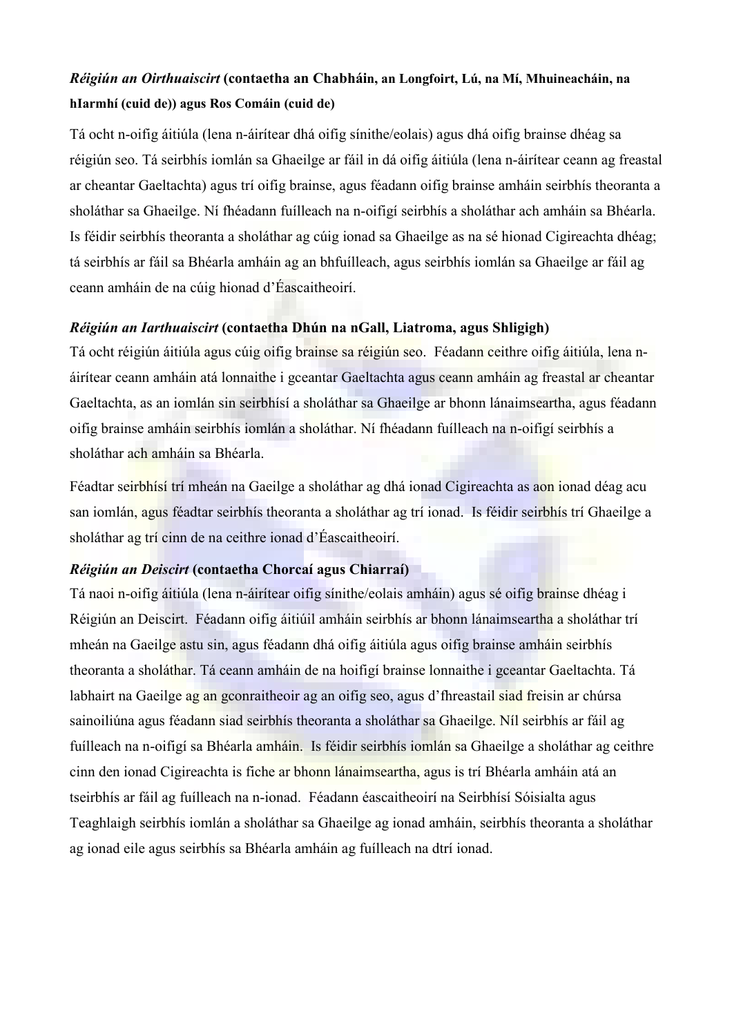***Réigiún an Oirthuaiscirt*** **(contaetha an Chabháin, an Longfoirt, Lú, na Mí, Mhuineacháin, na hIarmhí (cuid de)) agus Ros Comáin (cuid de)**

Tá ocht n-oifig áitiúla (lena n-áirítear dhá oifig sínithe/eolais) agus dhá oifig brainse dhéag sa réigiún seo. Tá seirbhís iomlán sa Ghaeilge ar fáil in dá oifig áitiúla (lena n-áirítear ceann ag freastal ar cheantar Gaeltachta) agus trí oifig brainse, agus féadann oifig brainse amháin seirbhís theoranta a sholáthar sa Ghaeilge. Ní fhéadann fuílleach na n-oifigí seirbhís a sholáthar ach amháin sa Bhéarla. Is féidir seirbhís theoranta a sholáthar ag cúig ionad sa Ghaeilge as na sé hionad Cigireachta dhéag; tá seirbhís ar fáil sa Bhéarla amháin ag an bhfuílleach, agus seirbhís iomlán sa Ghaeilge ar fáil ag ceann amháin de na cúig hionad d'Éascaitheoirí.

***Réigiún an Iarthuaiscirt*** **(contaetha Dhún na nGall, Liatroma, agus Shligigh)**

Tá ocht réigiún áitiúla agus cúig oifig brainse sa réigiún seo. Féadann ceithre oifig áitiúla, lena n-áirítear ceann amháin atá lonnaithe i gceantar Gaeltachta agus ceann amháin ag freastal ar cheantar Gaeltachta, as an iomlán sin seirbhísí a sholáthar sa Ghaeilge ar bhonn lánaimseartha, agus féadann oifig brainse amháin seirbhís iomlán a sholáthar. Ní fhéadann fuílleach na n-oifigí seirbhís a sholáthar ach amháin sa Bhéarla.

Féadtar seirbhísí trí mheán na Gaeilge a sholáthar ag dhá ionad Cigireachta as aon ionad déag acu san iomlán, agus féadtar seirbhís theoranta a sholáthar ag trí ionad. Is féidir seirbhís trí Ghaeilge a sholáthar ag trí cinn de na ceithre ionad d'Éascaitheoirí.

***Réigiún an Deiscirt*** **(contaetha Chorcaí agus Chiarraí)**

Tá naoi n-oifig áitiúla (lena n-áirítear oifig sínithe/eolais amháin) agus sé oifig brainse dhéag i Réigiún an Deiscirt. Féadann oifig áitiúil amháin seirbhís ar bhonn lánaimseartha a sholáthar trí mheán na Gaeilge astu sin, agus féadann dhá oifig áitiúla agus oifig brainse amháin seirbhís theoranta a sholáthar. Tá ceann amháin de na hoifigí brainse lonnaithe i gceantar Gaeltachta. Tá labhairt na Gaeilge ag an gconraitheoir ag an oifig seo, agus d'fhreastail siad freisin ar chúrsa sainoiliúna agus féadann siad seirbhís theoranta a sholáthar sa Ghaeilge. Níl seirbhís ar fáil ag fuílleach na n-oifigí sa Bhéarla amháin. Is féidir seirbhís iomlán sa Ghaeilge a sholáthar ag ceithre cinn den ionad Cigireachta is fiche ar bhonn lánaimseartha, agus is trí Bhéarla amháin atá an tseirbhís ar fáil ag fuílleach na n-ionad. Féadann éascaitheoirí na Seirbhísí Sóisialta agus Teaghlaigh seirbhís iomlán a sholáthar sa Ghaeilge ag ionad amháin, seirbhís theoranta a sholáthar ag ionad eile agus seirbhís sa Bhéarla amháin ag fuílleach na dtrí ionad.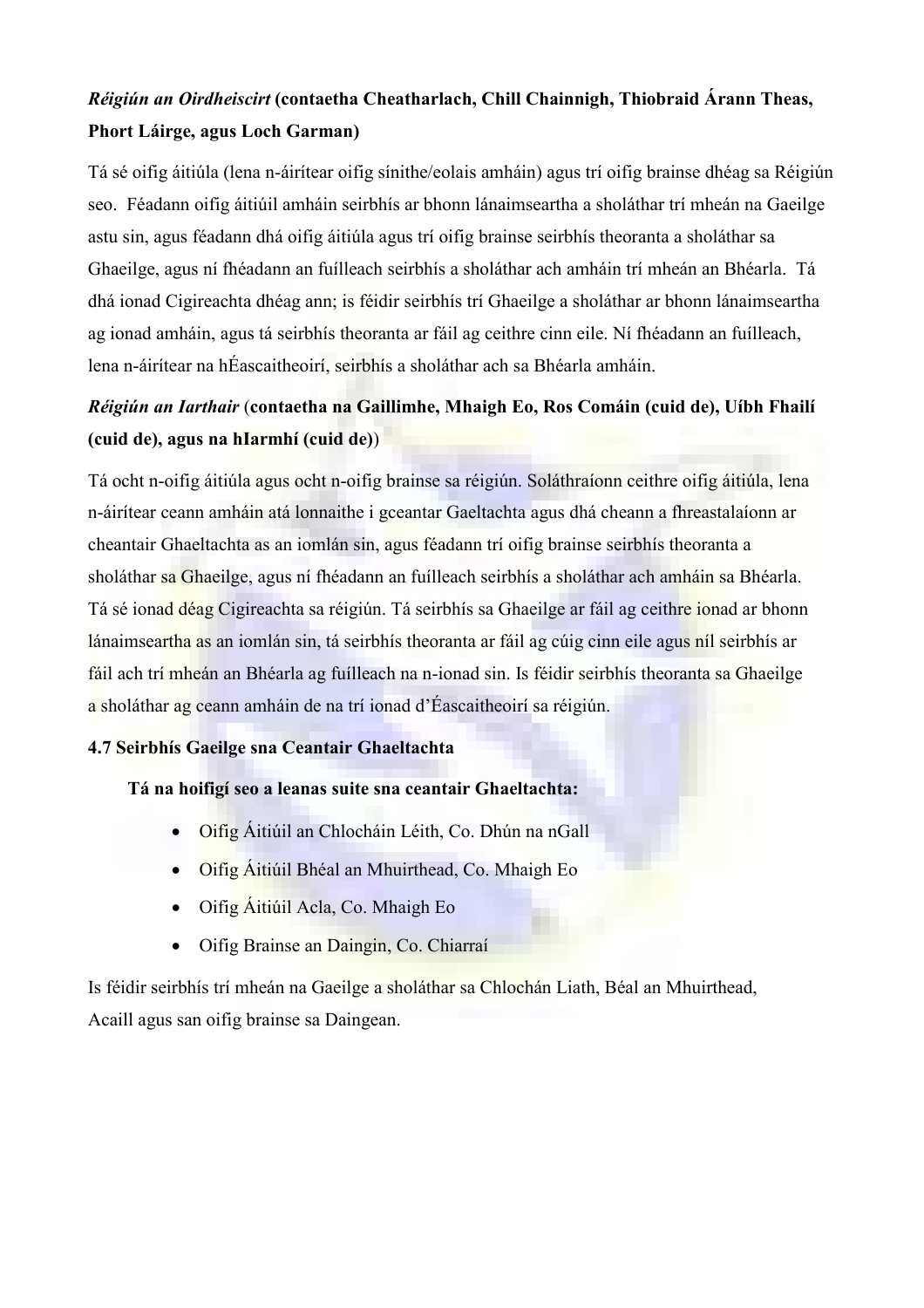***Réigiún an Oirdheiscirt* (contaetha Cheatharlach, Chill Chainnigh, Thiobraid Árann Theas, Phort Láirge, agus Loch Garman)**

Tá sé oifig áitiúla (lena n-áirítear oifig sínithe/eolais amháin) agus trí oifig brainse dhéag sa Réigiún seo. Féadann oifig áitiúil amháin seirbhís ar bhonn lánaimseartha a sholáthar trí mheán na Gaeilge astu sin, agus féadann dhá oifig áitiúla agus trí oifig brainse seirbhís theoranta a sholáthar sa Ghaeilge, agus ní fhéadann an fuílleach seirbhís a sholáthar ach amháin trí mheán an Bhéarla. Tá dhá ionad Cigireachta dhéag ann; is féidir seirbhís trí Ghaeilge a sholáthar ar bhonn lánaimseartha ag ionad amháin, agus tá seirbhís theoranta ar fáil ag ceithre cinn eile. Ní fhéadann an fuílleach, lena n-áirítear na hÉascaitheoirí, seirbhís a sholáthar ach sa Bhéarla amháin.

***Réigiún an Iarthair* (contaetha na Gaillimhe, Mhaigh Eo, Ros Comáin (cuid de), Uíbh Fhailí (cuid de), agus na hIarmhí (cuid de))**

Tá ocht n-oifig áitiúla agus ocht n-oifig brainse sa réigiún. Soláthraíonn ceithre oifig áitiúla, lena n-áirítear ceann amháin atá lonnaithe i gceantar Gaeltachta agus dhá cheann a fhreastalaíonn ar cheantair Ghaeltachta as an iomlán sin, agus féadann trí oifig brainse seirbhís theoranta a sholáthar sa Ghaeilge, agus ní fhéadann an fuílleach seirbhís a sholáthar ach amháin sa Bhéarla. Tá sé ionad déag Cigireachta sa réigiún. Tá seirbhís sa Ghaeilge ar fáil ag ceithre ionad ar bhonn lánaimseartha as an iomlán sin, tá seirbhís theoranta ar fáil ag cúig cinn eile agus níl seirbhís ar fáil ach trí mheán an Bhéarla ag fuílleach na n-ionad sin. Is féidir seirbhís theoranta sa Ghaeilge a sholáthar ag ceann amháin de na trí ionad d'Éascaitheoirí sa réigiún.

### 4.7 Seirbhís Gaeilge sna Ceantair Ghaeltachta

**Tá na hoifigí seo a leanas suite sna ceantair Ghaeltachta:**

- Oifig Áitiúil an Chlocháin Léith, Co. Dhún na nGall
- Oifig Áitiúil Bhéal an Mhuirthead, Co. Mhaigh Eo
- Oifig Áitiúil Acla, Co. Mhaigh Eo
- Oifig Brainse an Daingin, Co. Chiarraí

Is féidir seirbhís trí mheán na Gaeilge a sholáthar sa Chlochán Liath, Béal an Mhuirthead, Acaill agus san oifig brainse sa Daingean.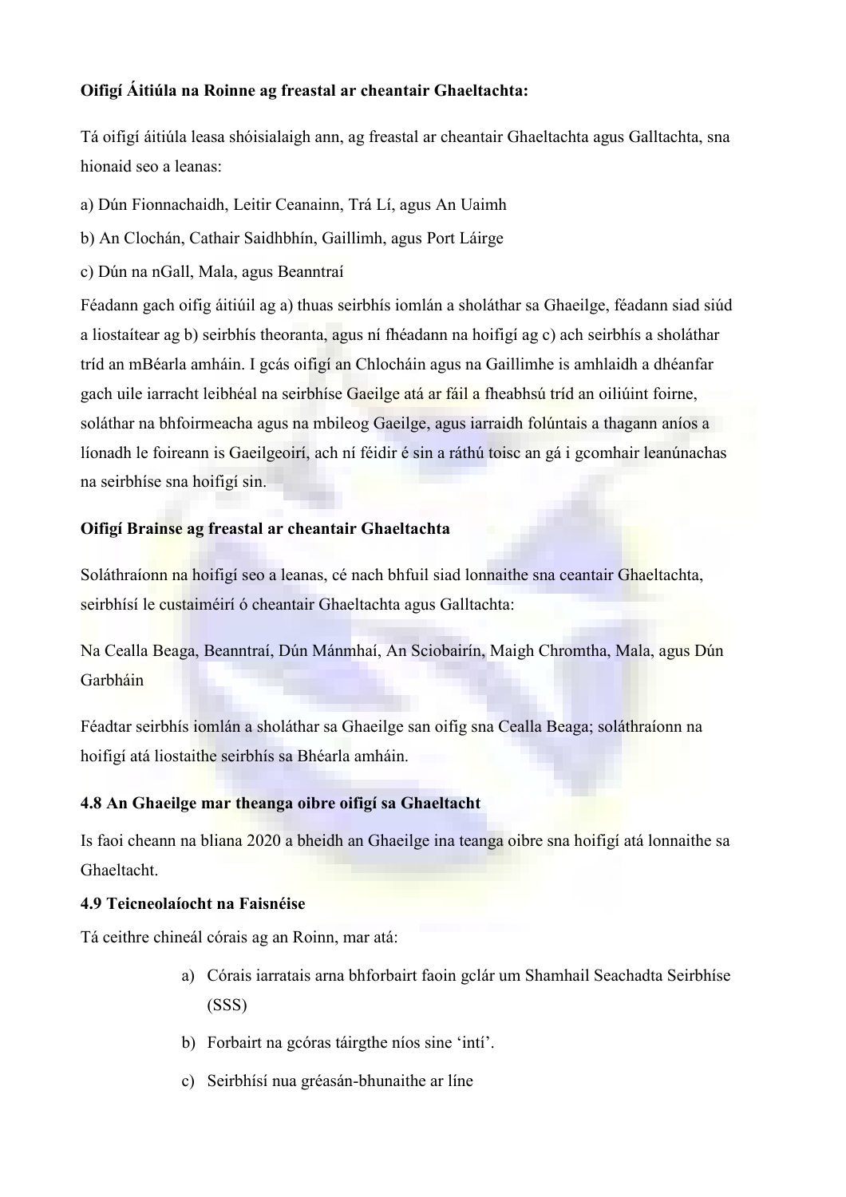**Oifigí Áitiúla na Roinne ag freastal ar cheantair Ghaeltachta:**

Tá oifigí áitiúla leasa shóisialaigh ann, ag freastal ar cheantair Ghaeltachta agus Galltachta, sna hionaid seo a leanas:

a) Dún Fionnachaidh, Leitir Ceanainn, Trá Lí, agus An Uaimh

b) An Clochán, Cathair Saidhbhín, Gaillimh, agus Port Láirge

c) Dún na nGall, Mala, agus Beanntraí

Féadann gach oifig áitiúil ag a) thuas seirbhís iomlán a sholáthar sa Ghaeilge, féadann siad siúd a liostaítear ag b) seirbhís theoranta, agus ní fhéadann na hoifigí ag c) ach seirbhís a sholáthar tríd an mBéarla amháin. I gcás oifigí an Chlocháin agus na Gaillimhe is amhlaidh a dhéanfar gach uile iarracht leibhéal na seirbhíse Gaeilge atá ar fáil a fheabhsú tríd an oiliúint foirne, soláthar na bhfoirmeacha agus na mbileog Gaeilge, agus iarraidh folúntais a thagann aníos a líonadh le foireann is Gaeilgeoirí, ach ní féidir é sin a ráthú toisc an gá i gcomhair leanúnachas na seirbhíse sna hoifigí sin.

**Oifigí Brainse ag freastal ar cheantair Ghaeltachta**

Soláthraíonn na hoifigí seo a leanas, cé nach bhfuil siad lonnaithe sna ceantair Ghaeltachta, seirbhísí le custaiméirí ó cheantair Ghaeltachta agus Galltachta:

Na Cealla Beaga, Beanntraí, Dún Mánmhaí, An Sciobairín, Maigh Chromtha, Mala, agus Dún Garbháin

Féadtar seirbhís iomlán a sholáthar sa Ghaeilge san oifig sna Cealla Beaga; soláthraíonn na hoifigí atá liostaithe seirbhís sa Bhéarla amháin.

**4.8 An Ghaeilge mar theanga oibre oifigí sa Ghaeltacht**

Is faoi cheann na bliana 2020 a bheidh an Ghaeilge ina teanga oibre sna hoifigí atá lonnaithe sa Ghaeltacht.

**4.9 Teicneolaíocht na Faisnéise**

Tá ceithre chineál córais ag an Roinn, mar atá:

a) Córais iarratais arna bhforbairt faoin gclár um Shamhail Seachadta Seirbhíse (SSS)

b) Forbairt na gcóras táirgthe níos sine 'intí'.

c) Seirbhísí nua gréasán-bhunaithe ar líne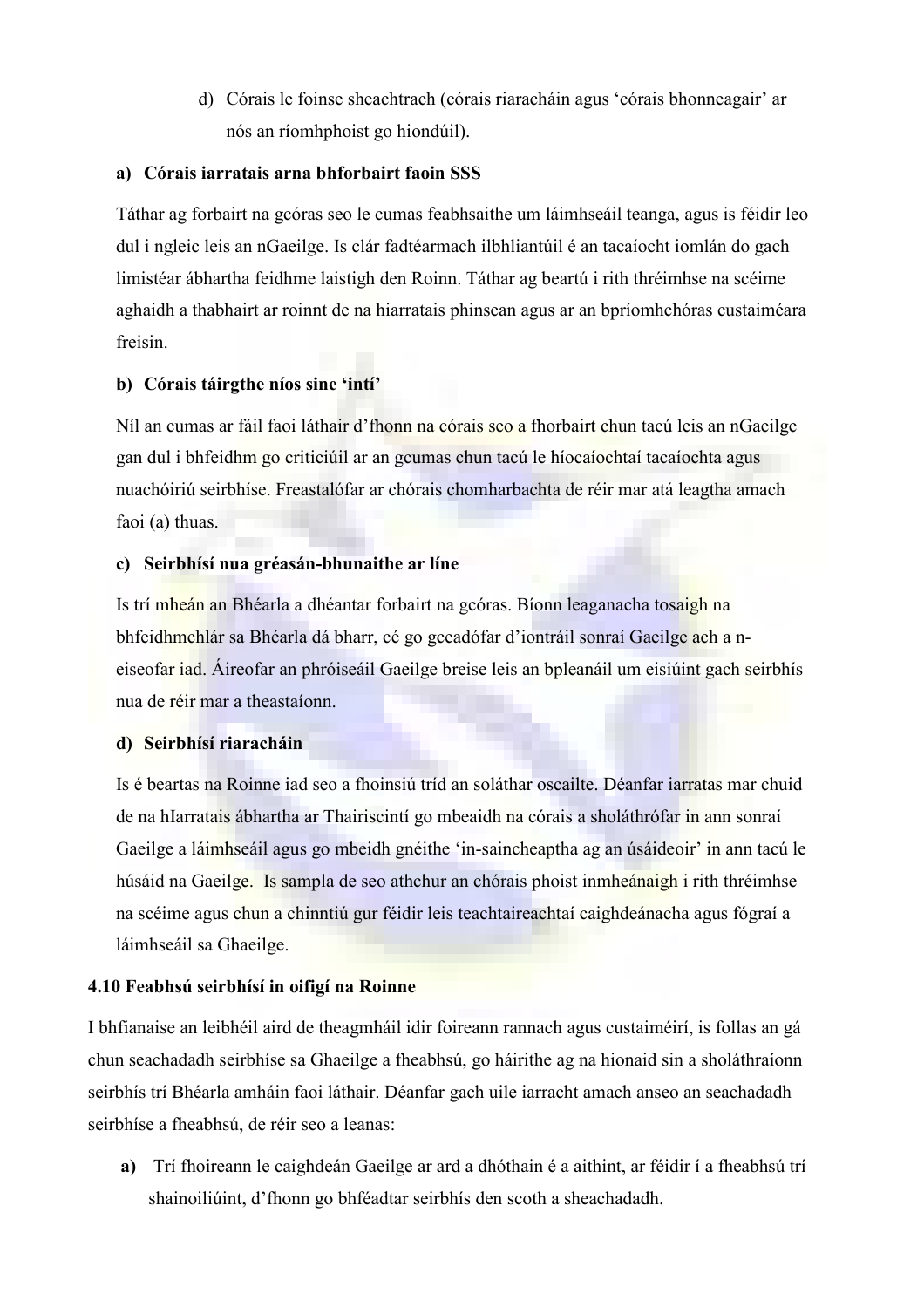d) Córais le foinse sheachtrach (córais riaracháin agus 'córais bhonneagair' ar nós an ríomhphoist go hiondúil).

**a) Córais iarratais arna bhforbairt faoin SSS**

Táthar ag forbairt na gcóras seo le cumas feabhsaithe um láimhseáil teanga, agus is féidir leo dul i ngleic leis an nGaeilge. Is clár fadtéarmach ilbhliantúil é an tacaíocht iomlán do gach limistéar ábhartha feidhme laistigh den Roinn. Táthar ag beartú i rith thréimhse na scéime aghaidh a thabhairt ar roinnt de na hiarratais phinsean agus ar an bpríomhchóras custaiméara freisin.

**b) Córais táirgthe níos sine 'intí'**

Níl an cumas ar fáil faoi láthair d'fhonn na córais seo a fhorbairt chun tacú leis an nGaeilge gan dul i bhfeidhm go criticiúil ar an gcumas chun tacú le híocaíochtaí tacaíochta agus nuachóiriú seirbhíse. Freastalófar ar chórais chomharbachta de réir mar atá leagtha amach faoi (a) thuas.

**c) Seirbhísí nua gréasán-bhunaithe ar líne**

Is trí mheán an Bhéarla a dhéantar forbairt na gcóras. Bíonn leaganacha tosaigh na bhfeidhmchlár sa Bhéarla dá bharr, cé go gceadófar d'iontráil sonraí Gaeilge ach a n-eiseofar iad. Áireofar an phróiseáil Gaeilge breise leis an bpleanáil um eisiúint gach seirbhís nua de réir mar a theastaíonn.

**d) Seirbhísí riaracháin**

Is é beartas na Roinne iad seo a fhoinsiú tríd an soláthar oscailte. Déanfar iarratas mar chuid de na hIarratais ábhartha ar Thairiscintí go mbeaidh na córais a sholáthrófar in ann sonraí Gaeilge a láimhseáil agus go mbeidh gnéithe 'in-saincheaptha ag an úsáideoir' in ann tacú le húsáid na Gaeilge. Is sampla de seo athchur an chórais phoist inmheánaigh i rith thréimhse na scéime agus chun a chinntiú gur féidir leis teachtaireachtaí caighdeánacha agus fógraí a láimhseáil sa Ghaeilge.

**4.10 Feabhsú seirbhísí in oifigí na Roinne**

I bhfianaise an leibhéil aird de theagmháil idir foireann rannach agus custaiméirí, is follas an gá chun seachadadh seirbhíse sa Ghaeilge a fheabhsú, go háirithe ag na hionaid sin a sholáthraíonn seirbhís trí Bhéarla amháin faoi láthair. Déanfar gach uile iarracht amach anseo an seachadadh seirbhíse a fheabhsú, de réir seo a leanas:

**a)** Trí fhoireann le caighdeán Gaeilge ar ard a dhóthain é a aithint, ar féidir í a fheabhsú trí shainoiliúint, d'fhonn go bhféadtar seirbhís den scoth a sheachadadh.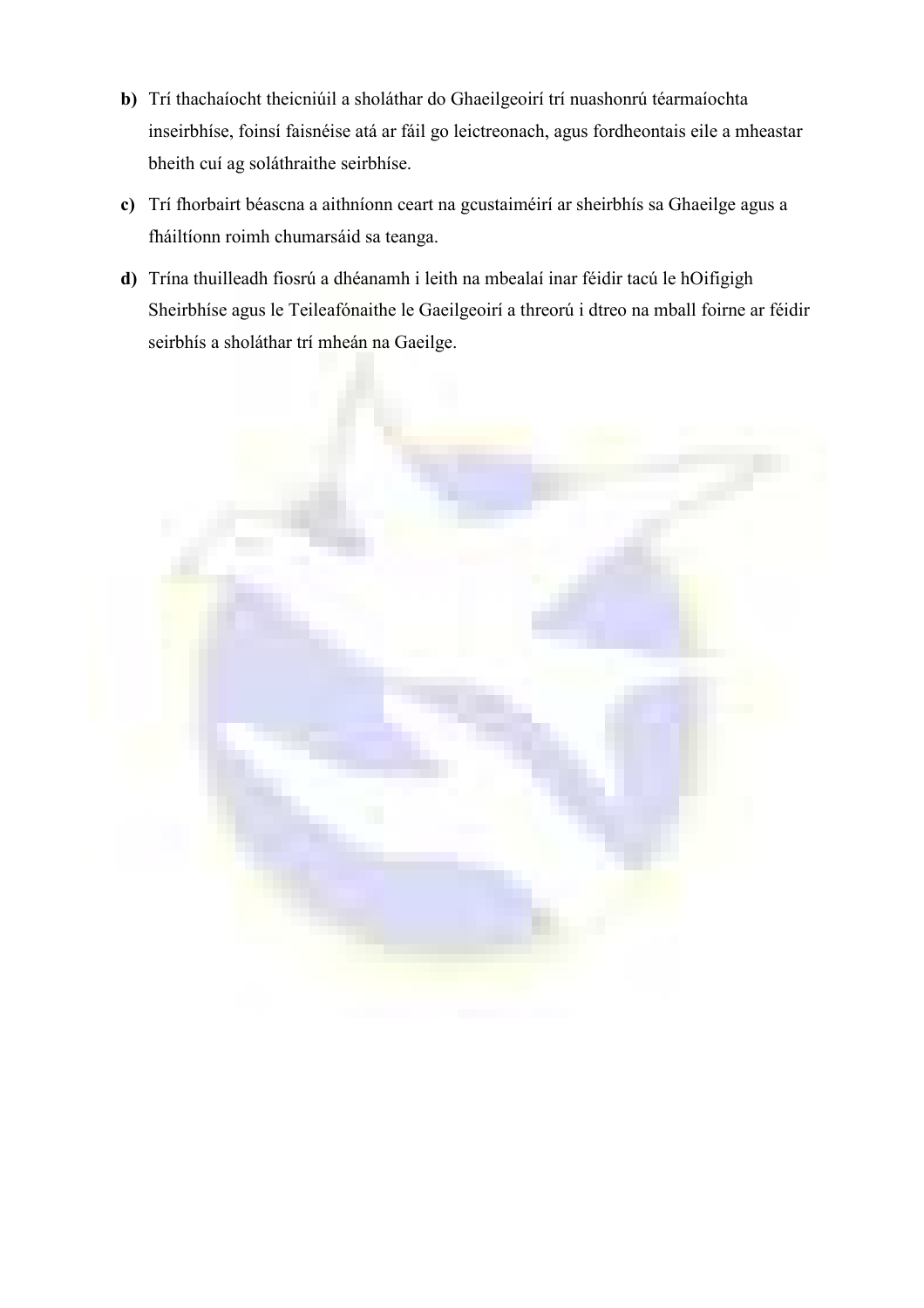**b)** Trí thachaíocht theicniúil a sholáthar do Ghaeilgeoirí trí nuashonrú téarmaíochta inseirbhíse, foinsí faisnéise atá ar fáil go leictreonach, agus fordheontais eile a mheastar bheith cuí ag soláthraithe seirbhíse.

**c)** Trí fhorbairt béascna a aithníonn ceart na gcustaiméirí ar sheirbhís sa Ghaeilge agus a fháiltíonn roimh chumarsáid sa teanga.

**d)** Trína thuilleadh fiosrú a dhéanamh i leith na mbealaí inar féidir tacú le hOifigigh Sheirbhíse agus le Teileafónaithe le Gaeilgeoirí a threorú i dtreo na mball foirne ar féidir seirbhís a sholáthar trí mheán na Gaeilge.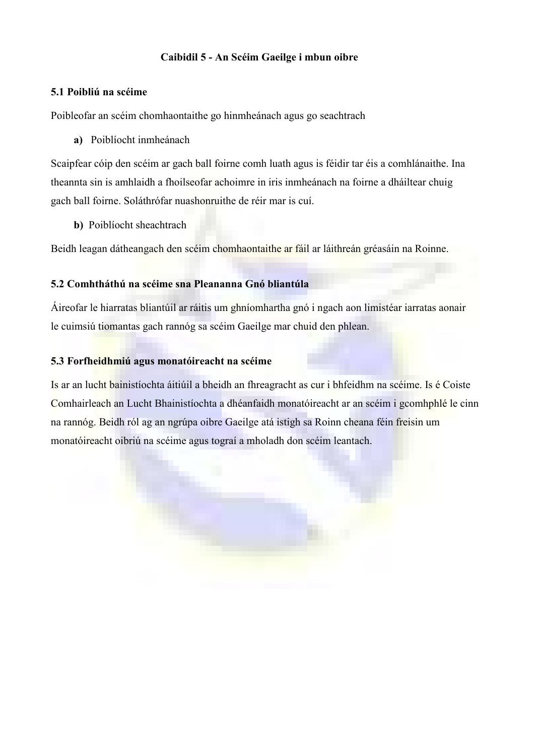# Caibidil 5 - An Scéim Gaeilge i mbun oibre

## 5.1 Poibliú na scéime

Poibleofar an scéim chomhaontaithe go hinmheánach agus go seachtrach

**a)** Poiblíocht inmheánach

Scaipfear cóip den scéim ar gach ball foirne comh luath agus is féidir tar éis a comhlánaithe. Ina theannta sin is amhlaidh a fhoilseofar achoimre in iris inmheánach na foirne a dháiltear chuig gach ball foirne. Soláthrófar nuashonruithe de réir mar is cuí.

**b)** Poiblíocht sheachtrach

Beidh leagan dátheangach den scéim chomhaontaithe ar fáil ar láithreán gréasáin na Roinne.

## 5.2 Comhtháthú na scéime sna Pleananna Gnó bliantúla

Áireofar le hiarratas bliantúil ar ráitis um ghníomhartha gnó i ngach aon limistéar iarratas aonair le cuimsiú tiomantas gach rannóg sa scéim Gaeilge mar chuid den phlean.

## 5.3 Forfheidhmiú agus monatóireacht na scéime

Is ar an lucht bainistíochta áitiúil a bheidh an fhreagracht as cur i bhfeidhm na scéime. Is é Coiste Comhairleach an Lucht Bhainistíochta a dhéanfaidh monatóireacht ar an scéim i gcomhphlé le cinn na rannóg. Beidh ról ag an ngrúpa oibre Gaeilge atá istigh sa Roinn cheana féin freisin um monatóireacht oibriú na scéime agus tograí a mholadh don scéim leantach.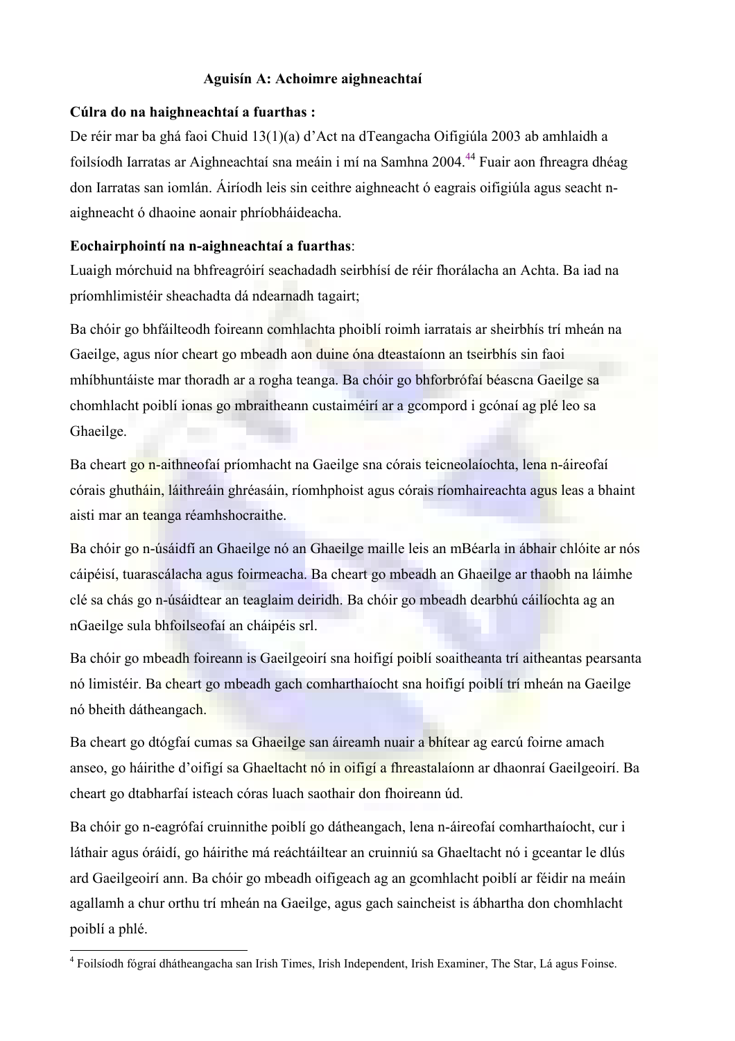## Aguisín A: Achoimre aighneachtaí

**Cúlra do na haighneachtaí a fuarthas :**
De réir mar ba ghá faoi Chuid 13(1)(a) d'Act na dTeangacha Oifigiúla 2003 ab amhlaidh a foilsíodh Iarratas ar Aighneachtaí sna meáin i mí na Samhna 2004.[44] Fuair aon fhreagra dhéag don Iarratas san iomlán. Áiríodh leis sin ceithre aighneacht ó eagrais oifigiúla agus seacht n-aighneacht ó dhaoine aonair phríobháideacha.

**Eochairphointí na n-aighneachtaí a fuarthas**:
Luaigh mórchuid na bhfreagróirí seachadadh seirbhísí de réir fhorálacha an Achta. Ba iad na príomhlimistéir sheachadta dá ndearnadh tagairt;

Ba chóir go bhfáilteodh foireann comhlachta phoiblí roimh iarratais ar sheirbhís trí mheán na Gaeilge, agus níor cheart go mbeadh aon duine óna dteastaíonn an tseirbhís sin faoi mhíbhuntáiste mar thoradh ar a rogha teanga. Ba chóir go bhforbrófaí béascna Gaeilge sa chomhlacht poiblí ionas go mbraitheann custaiméirí ar a gcompord i gcónaí ag plé leo sa Ghaeilge.

Ba cheart go n-aithneofaí príomhacht na Gaeilge sna córais teicneolaíochta, lena n-áireofaí córais ghutháin, láithreáin ghréasáin, ríomhphoist agus córais ríomhaireachta agus leas a bhaint aisti mar an teanga réamhshocraithe.

Ba chóir go n-úsáidfí an Ghaeilge nó an Ghaeilge maille leis an mBéarla in ábhair chlóite ar nós cáipéisí, tuarascálacha agus foirmeacha. Ba cheart go mbeadh an Ghaeilge ar thaobh na láimhe clé sa chás go n-úsáidtear an teaglaim deiridh. Ba chóir go mbeadh dearbhú cáilíochta ag an nGaeilge sula bhfoilseofaí an cháipéis srl.

Ba chóir go mbeadh foireann is Gaeilgeoirí sna hoifigí poiblí soaitheanta trí aitheantas pearsanta nó limistéir. Ba cheart go mbeadh gach comharthaíocht sna hoifigí poiblí trí mheán na Gaeilge nó bheith dátheangach.

Ba cheart go dtógfaí cumas sa Ghaeilge san áireamh nuair a bhítear ag earcú foirne amach anseo, go háirithe d'oifigí sa Ghaeltacht nó in oifigí a fhreastalaíonn ar dhaonraí Gaeilgeoirí. Ba cheart go dtabharfaí isteach córas luach saothair don fhoireann úd.

Ba chóir go n-eagrófaí cruinnithe poiblí go dátheangach, lena n-áireofaí comharthaíocht, cur i láthair agus óráidí, go háirithe má reáchtáiltear an cruinniú sa Ghaeltacht nó i gceantar le dlús ard Gaeilgeoirí ann. Ba chóir go mbeadh oifigeach ag an gcomhlacht poiblí ar féidir na meáin agallamh a chur orthu trí mheán na Gaeilge, agus gach saincheist is ábhartha don chomhlacht poiblí a phlé.

---

[4] Foilsíodh fógraí dhátheangacha san Irish Times, Irish Independent, Irish Examiner, The Star, Lá agus Foinse.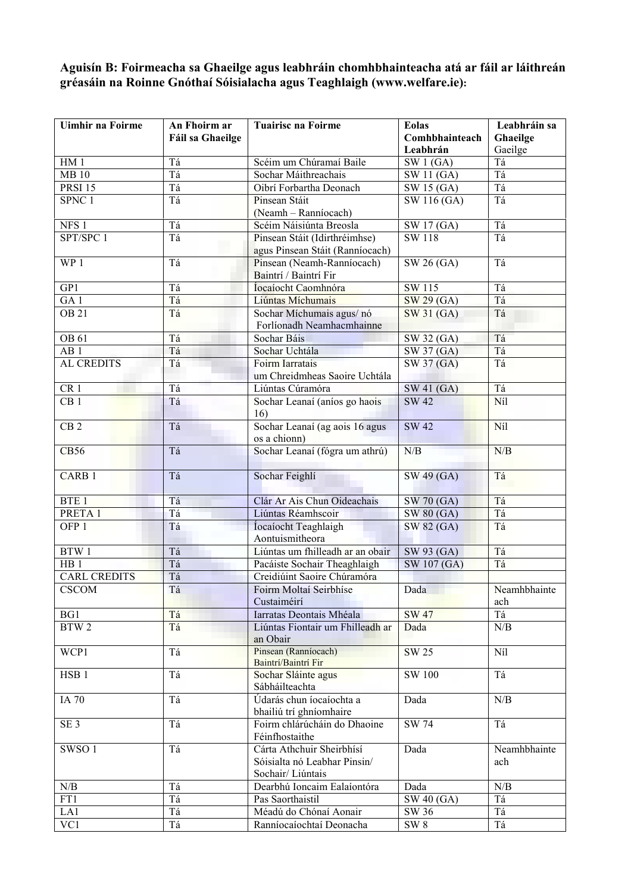**Aguisín B: Foirmeacha sa Ghaeilge agus leabhráin chomhbhainteacha atá ar fáil ar láithreán gréasáin na Roinne Gnóthaí Sóisialacha agus Teaghlaigh (www.welfare.ie):**

| Uimhir na Foirme | An Fhoirm ar Fáil sa Ghaeilge | Tuairisc na Foirme | Eolas Comhbhainteach Leabhrán | Leabhráin sa Ghaeilge Gaeilge |
|---|---|---|---|---|
| HM 1 | Tá | Scéim um Chúramaí Baile | SW 1 (GA) | Tá |
| MB 10 | Tá | Sochar Máithreachais | SW 11 (GA) | Tá |
| PRSI 15 | Tá | Oibrí Forbartha Deonach | SW 15 (GA) | Tá |
| SPNC 1 | Tá | Pinsean Stáit (Neamh – Ranníocach) | SW 116 (GA) | Tá |
| NFS 1 | Tá | Scéim Náisiúnta Breosla | SW 17 (GA) | Tá |
| SPT/SPC 1 | Tá | Pinsean Stáit (Idirthréimhse) agus Pinsean Stáit (Ranníocach) | SW 118 | Tá |
| WP 1 | Tá | Pinsean (Neamh-Ranníocach) Baintrí / Baintrí Fir | SW 26 (GA) | Tá |
| GP1 | Tá | Íocaíocht Caomhnóra | SW 115 | Tá |
| GA 1 | Tá | Liúntas Míchumais | SW 29 (GA) | Tá |
| OB 21 | Tá | Sochar Míchumais agus/ nó Forlíonadh Neamhacmhainne | SW 31 (GA) | Tá |
| OB 61 | Tá | Sochar Báis | SW 32 (GA) | Tá |
| AB 1 | Tá | Sochar Uchtála | SW 37 (GA) | Tá |
| AL CREDITS | Tá | Foirm Iarratais um Chreidmheas Saoire Uchtála | SW 37 (GA) | Tá |
| CR 1 | Tá | Liúntas Cúramóra | SW 41 (GA) | Tá |
| CB 1 | Tá | Sochar Leanaí (aníos go haois 16) | SW 42 | Níl |
| CB 2 | Tá | Sochar Leanaí (ag aois 16 agus os a chionn) | SW 42 | Níl |
| CB56 | Tá | Sochar Leanaí (fógra um athrú) | N/B | N/B |
| CARB 1 | Tá | Sochar Feighlí | SW 49 (GA) | Tá |
| BTE 1 | Tá | Clár Ar Ais Chun Oideachais | SW 70 (GA) | Tá |
| PRETA 1 | Tá | Liúntas Réamhscoir | SW 80 (GA) | Tá |
| OFP 1 | Tá | Íocaíocht Teaghlaigh Aontuismitheora | SW 82 (GA) | Tá |
| BTW 1 | Tá | Liúntas um fhilleadh ar an obair | SW 93 (GA) | Tá |
| HB 1 | Tá | Pacáiste Sochair Theaghlaigh | SW 107 (GA) | Tá |
| CARL CREDITS | Tá | Creidiúint Saoire Chúramóra | | |
| CSCOM | Tá | Foirm Moltaí Seirbhíse Custaiméirí | Dada | Neamhbhainteach |
| BG1 | Tá | Iarratas Deontais Mhéala | SW 47 | Tá |
| BTW 2 | Tá | Liúntas Fiontair um Fhilleadh ar an Obair | Dada | N/B |
| WCP1 | Tá | Pinsean (Ranníocach) Baintrí/Baintrí Fir | SW 25 | Níl |
| HSB 1 | Tá | Sochar Sláinte agus Sábháilteachta | SW 100 | Tá |
| IA 70 | Tá | Údarás chun íocaíochta a bhailiú trí ghníomhaire | Dada | N/B |
| SE 3 | Tá | Foirm chlárúcháin do Dhaoine Féinfhostaithe | SW 74 | Tá |
| SWSO 1 | Tá | Cárta Athchuir Sheirbhísí Sóisialta nó Leabhar Pinsin/ Sochair/ Liúntais | Dada | Neamhbhainteach |
| N/B | Tá | Dearbhú Ioncaim Ealaíontóra | Dada | N/B |
| FT1 | Tá | Pas Saorthaistil | SW 40 (GA) | Tá |
| LA1 | Tá | Méadú do Chónaí Aonair | SW 36 | Tá |
| VC1 | Tá | Ranníocaíochtaí Deonacha | SW 8 | Tá |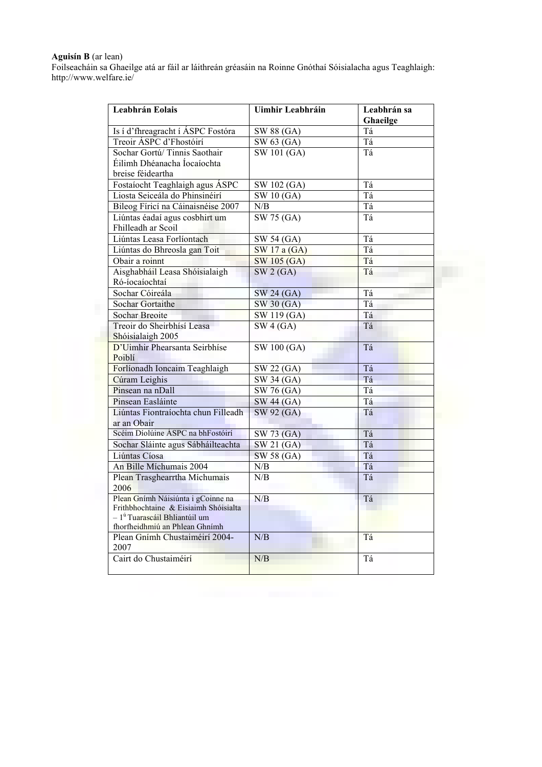**Aguisín B** (ar lean)
Foilseacháin sa Ghaeilge atá ar fáil ar láithreán gréasáin na Roinne Gnóthaí Sóisialacha agus Teaghlaigh: http://www.welfare.ie/

| Leabhrán Eolais | Uimhir Leabhráin | Leabhrán sa Ghaeilge |
|---|---|---|
| Is í d'fhreagracht í ÁSPC Fostóra | SW 88 (GA) | Tá |
| Treoir ÁSPC d'Fhostóirí | SW 63 (GA) | Tá |
| Sochar Gortú/ Tinnis Saothair Éilimh Dhéanacha Íocaíochta breise féideartha | SW 101 (GA) | Tá |
| Fostaíocht Teaghlaigh agus ÁSPC | SW 102 (GA) | Tá |
| Liosta Seiceála do Phinsinéirí | SW 10 (GA) | Tá |
| Bileog Fíricí na Cáinaisnéise 2007 | N/B | Tá |
| Liúntas éadaí agus cosbhirt um Fhilleadh ar Scoil | SW 75 (GA) | Tá |
| Liúntas Leasa Forlíontach | SW 54 (GA) | Tá |
| Liúntas do Bhreosla gan Toit | SW 17 a (GA) | Tá |
| Obair a roinnt | SW 105 (GA) | Tá |
| Aisghabháil Leasa Shóisialaigh Ró-íocaíochtaí | SW 2 (GA) | Tá |
| Sochar Cóireála | SW 24 (GA) | Tá |
| Sochar Gortaithe | SW 30 (GA) | Tá |
| Sochar Breoite | SW 119 (GA) | Tá |
| Treoir do Sheirbhísí Leasa Shóisialaigh 2005 | SW 4 (GA) | Tá |
| D'Uimhir Phearsanta Seirbhíse Poiblí | SW 100 (GA) | Tá |
| Forlíonadh Ioncaim Teaghlaigh | SW 22 (GA) | Tá |
| Cúram Leighis | SW 34 (GA) | Tá |
| Pinsean na nDall | SW 76 (GA) | Tá |
| Pinsean Easláinte | SW 44 (GA) | Tá |
| Liúntas Fiontraíochta chun Filleadh ar an Obair | SW 92 (GA) | Tá |
| Scéim Díolúine ÁSPC na bhFostóirí | SW 73 (GA) | Tá |
| Sochar Sláinte agus Sábháilteachta | SW 21 (GA) | Tá |
| Liúntas Cíosa | SW 58 (GA) | Tá |
| An Bille Míchumais 2004 | N/B | Tá |
| Plean Trasghearrtha Míchumais 2006 | N/B | Tá |
| Plean Gnímh Náisiúnta i gCoinne na Frithbhochtaine & Eisiaimh Shóisialta – 1ú Tuarascáil Bhliantúil um fhorfheidhmiú an Phlean Ghnímh | N/B | Tá |
| Plean Gnímh Chustaiméirí 2004-2007 | N/B | Tá |
| Cairt do Chustaiméirí | N/B | Tá |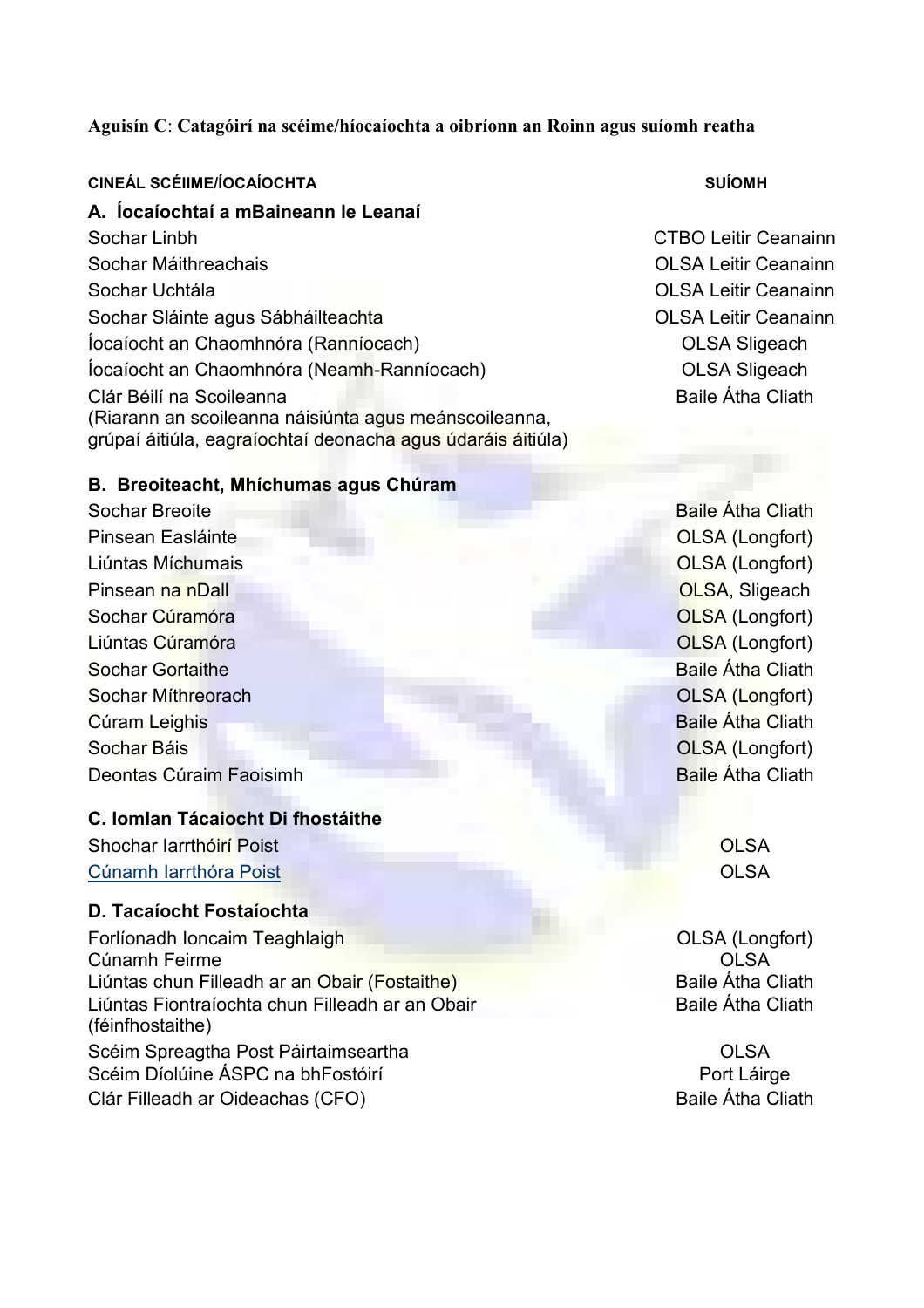**Aguisín C**: **Catagóirí na scéime/híocaíochta a oibríonn an Roinn agus suíomh reatha**

| CINEÁL SCÉIIME/ÍOCAÍOCHTA | SUÍOMH |
|---|---|
| **A. Íocaíochtaí a mBaineann le Leanaí** | |
| Sochar Linbh | CTBO Leitir Ceanainn |
| Sochar Máithreachais | OLSA Leitir Ceanainn |
| Sochar Uchtála | OLSA Leitir Ceanainn |
| Sochar Sláinte agus Sábháilteachta | OLSA Leitir Ceanainn |
| Íocaíocht an Chaomhnóra (Ranníocach) | OLSA Sligeach |
| Íocaíocht an Chaomhnóra (Neamh-Ranníocach) | OLSA Sligeach |
| Clár Béilí na Scoileanna (Riarann an scoileanna náisiúnta agus meánscoileanna, grúpaí áitiúla, eagraíochtaí deonacha agus údaráis áitiúla) | Baile Átha Cliath |
| **B. Breoiteacht, Mhíchumas agus Chúram** | |
| Sochar Breoite | Baile Átha Cliath |
| Pinsean Easláinte | OLSA (Longfort) |
| Liúntas Míchumais | OLSA (Longfort) |
| Pinsean na nDall | OLSA, Sligeach |
| Sochar Cúramóra | OLSA (Longfort) |
| Liúntas Cúramóra | OLSA (Longfort) |
| Sochar Gortaithe | Baile Átha Cliath |
| Sochar Míthreorach | OLSA (Longfort) |
| Cúram Leighis | Baile Átha Cliath |
| Sochar Báis | OLSA (Longfort) |
| Deontas Cúraim Faoisimh | Baile Átha Cliath |
| **C. Iomlan Tácaiocht Di fhostáithe** | |
| Shochar Iarrthóirí Poist | OLSA |
| Cúnamh Iarrthóra Poist | OLSA |
| **D. Tacaíocht Fostaíochta** | |
| Forlíonadh Ioncaim Teaghlaigh | OLSA (Longfort) |
| Cúnamh Feirme | OLSA |
| Liúntas chun Filleadh ar an Obair (Fostaithe) | Baile Átha Cliath |
| Liúntas Fiontraíochta chun Filleadh ar an Obair (féinfhostaithe) | Baile Átha Cliath |
| Scéim Spreagtha Post Páirtaimseartha | OLSA |
| Scéim Díolúine ÁSPC na bhFostóirí | Port Láirge |
| Clár Filleadh ar Oideachas (CFO) | Baile Átha Cliath |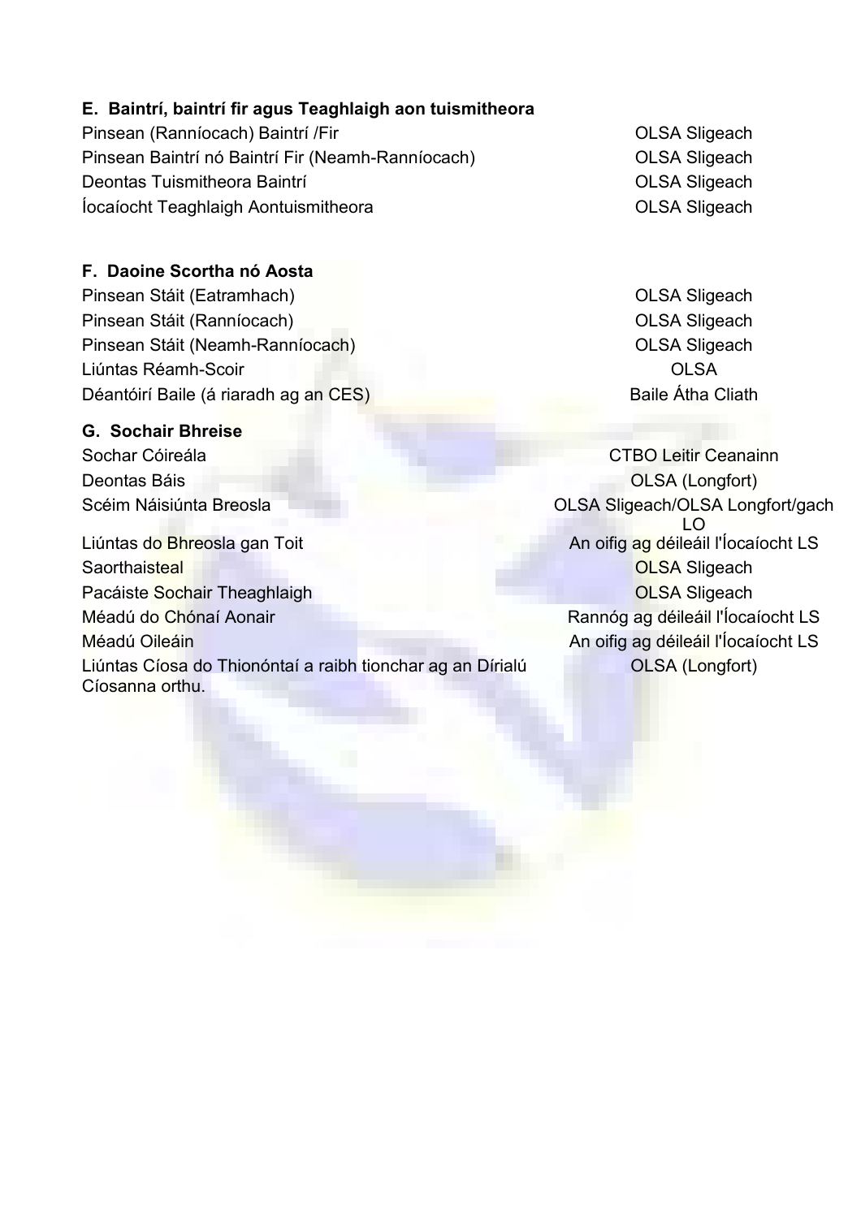**E. Baintrí, baintrí fir agus Teaghlaigh aon tuismitheora**

| | |
|---|---|
| Pinsean (Ranníocach) Baintrí /Fir | OLSA Sligeach |
| Pinsean Baintrí nó Baintrí Fir (Neamh-Ranníocach) | OLSA Sligeach |
| Deontas Tuismitheora Baintrí | OLSA Sligeach |
| Íocaíocht Teaghlaigh Aontuismitheora | OLSA Sligeach |

**F. Daoine Scortha nó Aosta**

| | |
|---|---|
| Pinsean Stáit (Eatramhach) | OLSA Sligeach |
| Pinsean Stáit (Ranníocach) | OLSA Sligeach |
| Pinsean Stáit (Neamh-Ranníocach) | OLSA Sligeach |
| Liúntas Réamh-Scoir | OLSA |
| Déantóirí Baile (á riaradh ag an CES) | Baile Átha Cliath |

**G. Sochair Bhreise**

| | |
|---|---|
| Sochar Cóireála | CTBO Leitir Ceanainn |
| Deontas Báis | OLSA (Longfort) |
| Scéim Náisiúnta Breosla | OLSA Sligeach/OLSA Longfort/gach LO |
| Liúntas do Bhreosla gan Toit | An oifig ag déileáil l'Íocaíocht LS |
| Saorthaisteal | OLSA Sligeach |
| Pacáiste Sochair Theaghlaigh | OLSA Sligeach |
| Méadú do Chónaí Aonair | Rannóg ag déileáil l'Íocaíocht LS |
| Méadú Oileáin | An oifig ag déileáil l'Íocaíocht LS |
| Liúntas Cíosa do Thionóntaí a raibh tionchar ag an Dírialú Cíosanna orthu. | OLSA (Longfort) |